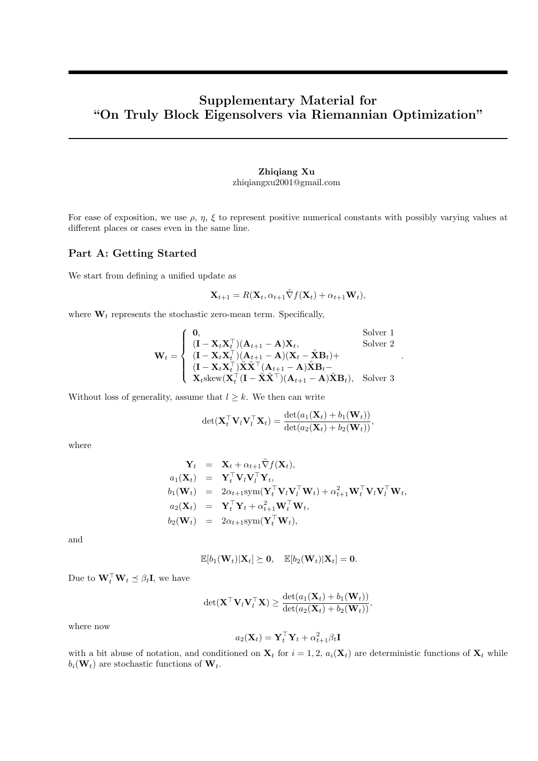# Supplementary Material for "On Truly Block Eigensolvers via Riemannian Optimization"

**Zhiqiang Xu**
zhiqiangxu2001@gmail.com

For ease of exposition, we use $\rho$, $\eta$, $\xi$ to represent positive numerical constants with possibly varying values at different places or cases even in the same line.

## Part A: Getting Started

We start from defining a unified update as

$$\mathbf{X}_{t+1} = R(\mathbf{X}_t, \alpha_{t+1}\tilde{\nabla} f(\mathbf{X}_t) + \alpha_{t+1}\mathbf{W}_t),$$

where $\mathbf{W}_t$ represents the stochastic zero-mean term. Specifically,

$$\mathbf{W}_t = \begin{cases} \mathbf{0}, & \text{Solver 1} \\ (\mathbf{I} - \mathbf{X}_t\mathbf{X}_t^\top)(\mathbf{A}_{t+1} - \mathbf{A})\mathbf{X}_t, & \text{Solver 2} \\ (\mathbf{I} - \mathbf{X}_t\mathbf{X}_t^\top)(\mathbf{A}_{t+1} - \mathbf{A})(\mathbf{X}_t - \tilde{\mathbf{X}}\mathbf{B}_t) + & \\ (\mathbf{I} - \mathbf{X}_t\mathbf{X}_t^\top)\tilde{\mathbf{X}}\tilde{\mathbf{X}}^\top(\mathbf{A}_{t+1} - \mathbf{A})\tilde{\mathbf{X}}\mathbf{B}_t - & \\ \mathbf{X}_t\text{skew}(\mathbf{X}_t^\top(\mathbf{I} - \tilde{\mathbf{X}}\tilde{\mathbf{X}}^\top)(\mathbf{A}_{t+1} - \mathbf{A})\tilde{\mathbf{X}}\mathbf{B}_t), & \text{Solver 3} \end{cases}.$$

Without loss of generality, assume that $l \geq k$. We then can write

$$\det(\mathbf{X}_t^\top \mathbf{V}_l \mathbf{V}_l^\top \mathbf{X}_t) = \frac{\det(a_1(\mathbf{X}_t) + b_1(\mathbf{W}_t))}{\det(a_2(\mathbf{X}_t) + b_2(\mathbf{W}_t))},$$

where

$$\begin{aligned} \mathbf{Y}_t &= \mathbf{X}_t + \alpha_{t+1}\tilde{\nabla} f(\mathbf{X}_t), \\ a_1(\mathbf{X}_t) &= \mathbf{Y}_t^\top \mathbf{V}_l \mathbf{V}_l^\top \mathbf{Y}_t, \\ b_1(\mathbf{W}_t) &= 2\alpha_{t+1}\text{sym}(\mathbf{Y}_t^\top \mathbf{V}_l \mathbf{V}_l^\top \mathbf{W}_t) + \alpha_{t+1}^2 \mathbf{W}_t^\top \mathbf{V}_l \mathbf{V}_l^\top \mathbf{W}_t, \\ a_2(\mathbf{X}_t) &= \mathbf{Y}_t^\top \mathbf{Y}_t + \alpha_{t+1}^2 \mathbf{W}_t^\top \mathbf{W}_t, \\ b_2(\mathbf{W}_t) &= 2\alpha_{t+1}\text{sym}(\mathbf{Y}_t^\top \mathbf{W}_t), \end{aligned}$$

and

$$\mathbb{E}[b_1(\mathbf{W}_t)|\mathbf{X}_t] \succeq \mathbf{0}, \quad \mathbb{E}[b_2(\mathbf{W}_t)|\mathbf{X}_t] = \mathbf{0}.$$

Due to $\mathbf{W}_t^\top \mathbf{W}_t \preceq \beta_t \mathbf{I}$, we have

$$\det(\mathbf{X}^\top \mathbf{V}_l \mathbf{V}_l^\top \mathbf{X}) \geq \frac{\det(a_1(\mathbf{X}_t) + b_1(\mathbf{W}_t))}{\det(a_2(\mathbf{X}_t) + b_2(\mathbf{W}_t))},$$

where now

$$a_2(\mathbf{X}_t) = \mathbf{Y}_t^\top \mathbf{Y}_t + \alpha_{t+1}^2 \beta_t \mathbf{I}$$

with a bit abuse of notation, and conditioned on $\mathbf{X}_t$ for $i = 1, 2$, $a_i(\mathbf{X}_t)$ are deterministic functions of $\mathbf{X}_t$ while $b_i(\mathbf{W}_t)$ are stochastic functions of $\mathbf{W}_t$.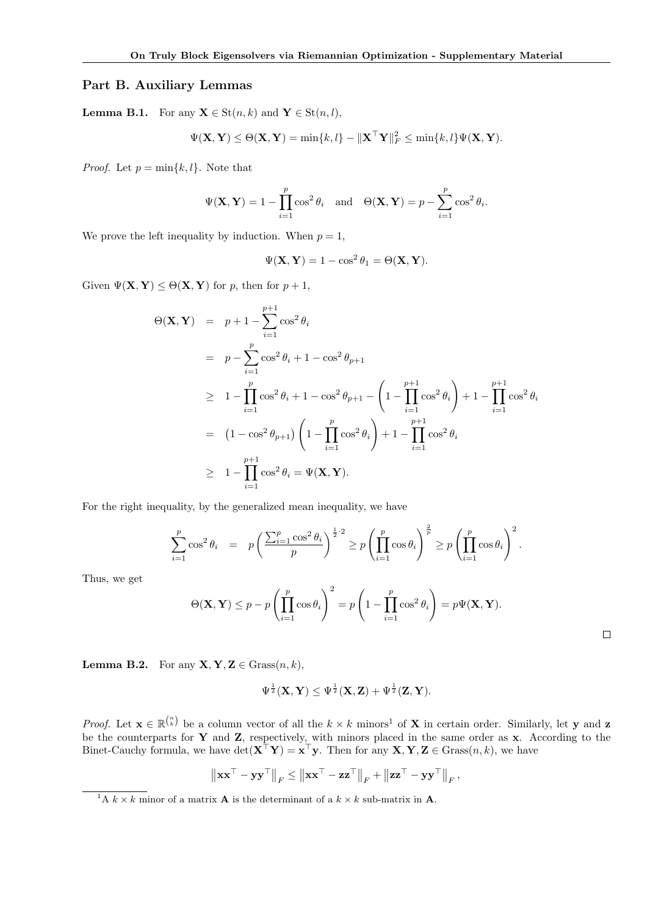## Part B. Auxiliary Lemmas

**Lemma B.1.** For any $\mathbf{X} \in \mathrm{St}(n,k)$ and $\mathbf{Y} \in \mathrm{St}(n,l)$,

$$\Psi(\mathbf{X},\mathbf{Y}) \leq \Theta(\mathbf{X},\mathbf{Y}) = \min\{k,l\} - \|\mathbf{X}^\top \mathbf{Y}\|_F^2 \leq \min\{k,l\}\Psi(\mathbf{X},\mathbf{Y}).$$

*Proof.* Let $p = \min\{k,l\}$. Note that

$$\Psi(\mathbf{X},\mathbf{Y}) = 1 - \prod_{i=1}^{p} \cos^2\theta_i \quad \text{and} \quad \Theta(\mathbf{X},\mathbf{Y}) = p - \sum_{i=1}^{p} \cos^2\theta_i.$$

We prove the left inequality by induction. When $p = 1$,

$$\Psi(\mathbf{X},\mathbf{Y}) = 1 - \cos^2\theta_1 = \Theta(\mathbf{X},\mathbf{Y}).$$

Given $\Psi(\mathbf{X},\mathbf{Y}) \leq \Theta(\mathbf{X},\mathbf{Y})$ for $p$, then for $p+1$,

$$\begin{aligned}
\Theta(\mathbf{X},\mathbf{Y}) &= p + 1 - \sum_{i=1}^{p+1} \cos^2\theta_i \\
&= p - \sum_{i=1}^{p} \cos^2\theta_i + 1 - \cos^2\theta_{p+1} \\
&\geq 1 - \prod_{i=1}^{p} \cos^2\theta_i + 1 - \cos^2\theta_{p+1} - \left(1 - \prod_{i=1}^{p+1} \cos^2\theta_i\right) + 1 - \prod_{i=1}^{p+1} \cos^2\theta_i \\
&= \left(1 - \cos^2\theta_{p+1}\right)\left(1 - \prod_{i=1}^{p} \cos^2\theta_i\right) + 1 - \prod_{i=1}^{p+1} \cos^2\theta_i \\
&\geq 1 - \prod_{i=1}^{p+1} \cos^2\theta_i = \Psi(\mathbf{X},\mathbf{Y}).
\end{aligned}$$

For the right inequality, by the generalized mean inequality, we have

$$\sum_{i=1}^{p} \cos^2\theta_i \;=\; p\left(\frac{\sum_{i=1}^{p}\cos^2\theta_i}{p}\right)^{\frac{1}{2}\cdot 2} \geq p\left(\prod_{i=1}^{p}\cos\theta_i\right)^{\frac{2}{p}} \geq p\left(\prod_{i=1}^{p}\cos\theta_i\right)^{2}.$$

Thus, we get

$$\Theta(\mathbf{X},\mathbf{Y}) \leq p - p\left(\prod_{i=1}^{p}\cos\theta_i\right)^2 = p\left(1 - \prod_{i=1}^{p}\cos^2\theta_i\right) = p\Psi(\mathbf{X},\mathbf{Y}).$$

∎

**Lemma B.2.** For any $\mathbf{X},\mathbf{Y},\mathbf{Z} \in \mathrm{Grass}(n,k)$,

$$\Psi^{\frac{1}{2}}(\mathbf{X},\mathbf{Y}) \leq \Psi^{\frac{1}{2}}(\mathbf{X},\mathbf{Z}) + \Psi^{\frac{1}{2}}(\mathbf{Z},\mathbf{Y}).$$

*Proof.* Let $\mathbf{x} \in \mathbb{R}^{\binom{n}{k}}$ be a column vector of all the $k \times k$ minors[1] of $\mathbf{X}$ in certain order. Similarly, let $\mathbf{y}$ and $\mathbf{z}$ be the counterparts for $\mathbf{Y}$ and $\mathbf{Z}$, respectively, with minors placed in the same order as $\mathbf{x}$. According to the Binet-Cauchy formula, we have $\det(\mathbf{X}^\top\mathbf{Y}) = \mathbf{x}^\top\mathbf{y}$. Then for any $\mathbf{X},\mathbf{Y},\mathbf{Z} \in \mathrm{Grass}(n,k)$, we have

$$\left\|\mathbf{x}\mathbf{x}^\top - \mathbf{y}\mathbf{y}^\top\right\|_F \leq \left\|\mathbf{x}\mathbf{x}^\top - \mathbf{z}\mathbf{z}^\top\right\|_F + \left\|\mathbf{z}\mathbf{z}^\top - \mathbf{y}\mathbf{y}^\top\right\|_F,$$

[1] A $k \times k$ minor of a matrix $\mathbf{A}$ is the determinant of a $k \times k$ sub-matrix in $\mathbf{A}$.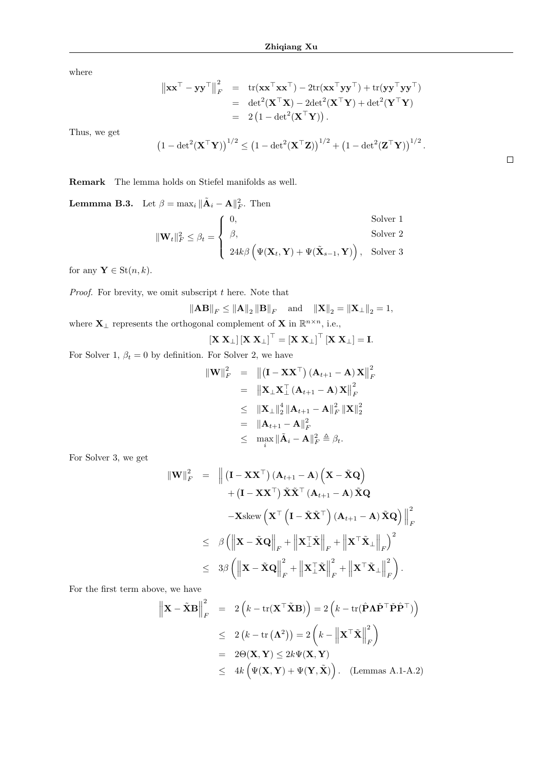where

$$
\begin{aligned}
\left\|\mathbf{x}\mathbf{x}^\top - \mathbf{y}\mathbf{y}^\top\right\|_F^2 &= \operatorname{tr}(\mathbf{x}\mathbf{x}^\top\mathbf{x}\mathbf{x}^\top) - 2\operatorname{tr}(\mathbf{x}\mathbf{x}^\top\mathbf{y}\mathbf{y}^\top) + \operatorname{tr}(\mathbf{y}\mathbf{y}^\top\mathbf{y}\mathbf{y}^\top) \\
&= \det{}^2(\mathbf{X}^\top\mathbf{X}) - 2\det{}^2(\mathbf{X}^\top\mathbf{Y}) + \det{}^2(\mathbf{Y}^\top\mathbf{Y}) \\
&= 2\left(1 - \det{}^2(\mathbf{X}^\top\mathbf{Y})\right).
\end{aligned}
$$

Thus, we get

$$
\left(1 - \det{}^2(\mathbf{X}^\top\mathbf{Y})\right)^{1/2} \leq \left(1 - \det{}^2(\mathbf{X}^\top\mathbf{Z})\right)^{1/2} + \left(1 - \det{}^2(\mathbf{Z}^\top\mathbf{Y})\right)^{1/2}.
$$

□

**Remark** The lemma holds on Stiefel manifolds as well.

**Lemmma B.3.** Let $\beta = \max_i \|\tilde{\mathbf{A}}_i - \mathbf{A}\|_F^2$. Then

$$
\|\mathbf{W}_t\|_F^2 \leq \beta_t = \begin{cases} 0, & \text{Solver 1} \\ \beta, & \text{Solver 2} \\ 24k\beta\left(\Psi(\mathbf{X}_t, \mathbf{Y}) + \Psi(\tilde{\mathbf{X}}_{s-1}, \mathbf{Y})\right), & \text{Solver 3} \end{cases}
$$

for any $\mathbf{Y} \in \mathrm{St}(n,k)$.

*Proof.* For brevity, we omit subscript $t$ here. Note that

$$
\|\mathbf{A}\mathbf{B}\|_F \leq \|\mathbf{A}\|_2 \|\mathbf{B}\|_F \quad \text{and} \quad \|\mathbf{X}\|_2 = \|\mathbf{X}_\perp\|_2 = 1,
$$

where $\mathbf{X}_\perp$ represents the orthogonal complement of $\mathbf{X}$ in $\mathbb{R}^{n\times n}$, i.e.,

$$
[\mathbf{X}\ \mathbf{X}_\perp][\mathbf{X}\ \mathbf{X}_\perp]^\top = [\mathbf{X}\ \mathbf{X}_\perp]^\top[\mathbf{X}\ \mathbf{X}_\perp] = \mathbf{I}.
$$

For Solver 1, $\beta_t = 0$ by definition. For Solver 2, we have

$$
\begin{aligned}
\|\mathbf{W}\|_F^2 &= \left\|\left(\mathbf{I} - \mathbf{X}\mathbf{X}^\top\right)\left(\mathbf{A}_{t+1} - \mathbf{A}\right)\mathbf{X}\right\|_F^2 \\
&= \left\|\mathbf{X}_\perp\mathbf{X}_\perp^\top\left(\mathbf{A}_{t+1} - \mathbf{A}\right)\mathbf{X}\right\|_F^2 \\
&\leq \|\mathbf{X}_\perp\|_2^4 \|\mathbf{A}_{t+1} - \mathbf{A}\|_F^2 \|\mathbf{X}\|_2^2 \\
&= \|\mathbf{A}_{t+1} - \mathbf{A}\|_F^2 \\
&\leq \max_i \|\tilde{\mathbf{A}}_i - \mathbf{A}\|_F^2 \triangleq \beta_t.
\end{aligned}
$$

For Solver 3, we get

$$
\begin{aligned}
\|\mathbf{W}\|_F^2 &= \Big\| \left(\mathbf{I} - \mathbf{X}\mathbf{X}^\top\right)\left(\mathbf{A}_{t+1} - \mathbf{A}\right)\left(\mathbf{X} - \tilde{\mathbf{X}}\mathbf{Q}\right) \\
&\quad + \left(\mathbf{I} - \mathbf{X}\mathbf{X}^\top\right)\tilde{\mathbf{X}}\tilde{\mathbf{X}}^\top\left(\mathbf{A}_{t+1} - \mathbf{A}\right)\tilde{\mathbf{X}}\mathbf{Q} \\
&\quad - \mathbf{X}\operatorname{skew}\left(\mathbf{X}^\top\left(\mathbf{I} - \tilde{\mathbf{X}}\tilde{\mathbf{X}}^\top\right)\left(\mathbf{A}_{t+1} - \mathbf{A}\right)\tilde{\mathbf{X}}\mathbf{Q}\right)\Big\|_F^2 \\
&\leq \beta\left(\left\|\mathbf{X} - \tilde{\mathbf{X}}\mathbf{Q}\right\|_F + \left\|\mathbf{X}_\perp^\top\tilde{\mathbf{X}}\right\|_F + \left\|\mathbf{X}^\top\tilde{\mathbf{X}}_\perp\right\|_F\right)^2 \\
&\leq 3\beta\left(\left\|\mathbf{X} - \tilde{\mathbf{X}}\mathbf{Q}\right\|_F^2 + \left\|\mathbf{X}_\perp^\top\tilde{\mathbf{X}}\right\|_F^2 + \left\|\mathbf{X}^\top\tilde{\mathbf{X}}_\perp\right\|_F^2\right).
\end{aligned}
$$

For the first term above, we have

$$
\begin{aligned}
\left\|\mathbf{X} - \tilde{\mathbf{X}}\mathbf{B}\right\|_F^2 &= 2\left(k - \operatorname{tr}(\mathbf{X}^\top\tilde{\mathbf{X}}\mathbf{B})\right) = 2\left(k - \operatorname{tr}(\hat{\mathbf{P}}\mathbf{\Lambda}\check{\mathbf{P}}^\top\check{\mathbf{P}}\hat{\mathbf{P}}^\top)\right) \\
&\leq 2\left(k - \operatorname{tr}\left(\mathbf{\Lambda}^2\right)\right) = 2\left(k - \left\|\mathbf{X}^\top\tilde{\mathbf{X}}\right\|_F^2\right) \\
&= 2\Theta(\mathbf{X}, \mathbf{Y}) \leq 2k\Psi(\mathbf{X}, \mathbf{Y}) \\
&\leq 4k\left(\Psi(\mathbf{X}, \mathbf{Y}) + \Psi(\mathbf{Y}, \tilde{\mathbf{X}})\right). \quad \text{(Lemmas A.1-A.2)}
\end{aligned}
$$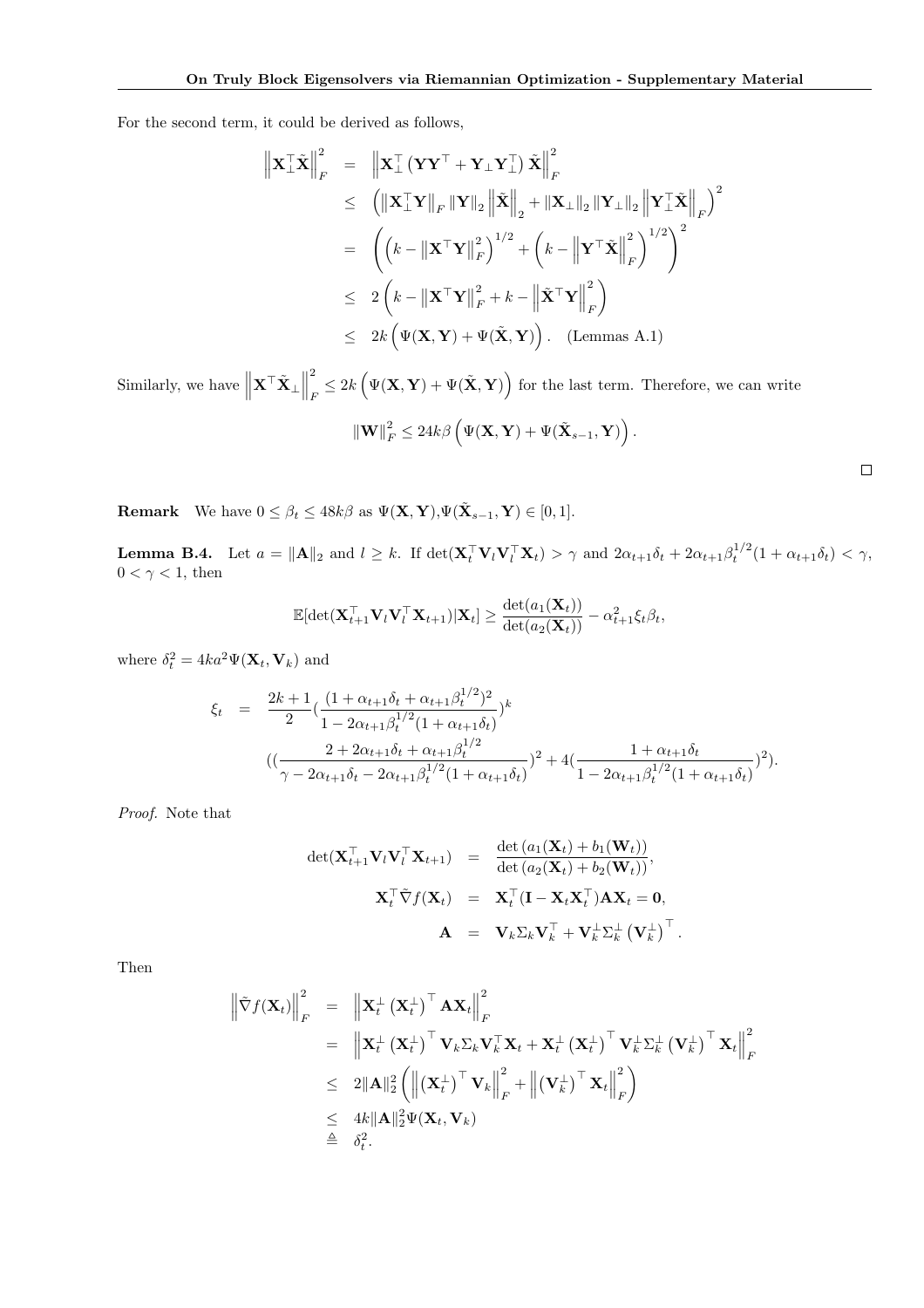For the second term, it could be derived as follows,

$$
\begin{aligned}
\left\|\mathbf{X}_\perp^\top \tilde{\mathbf{X}}\right\|_F^2 &= \left\|\mathbf{X}_\perp^\top \left(\mathbf{Y}\mathbf{Y}^\top + \mathbf{Y}_\perp \mathbf{Y}_\perp^\top\right) \tilde{\mathbf{X}}\right\|_F^2 \\
&\leq \left(\left\|\mathbf{X}_\perp^\top \mathbf{Y}\right\|_F \|\mathbf{Y}\|_2 \left\|\tilde{\mathbf{X}}\right\|_2 + \|\mathbf{X}_\perp\|_2 \|\mathbf{Y}_\perp\|_2 \left\|\mathbf{Y}_\perp^\top \tilde{\mathbf{X}}\right\|_F\right)^2 \\
&= \left(\left(k - \left\|\mathbf{X}^\top \mathbf{Y}\right\|_F^2\right)^{1/2} + \left(k - \left\|\mathbf{Y}^\top \tilde{\mathbf{X}}\right\|_F^2\right)^{1/2}\right)^2 \\
&\leq 2\left(k - \left\|\mathbf{X}^\top \mathbf{Y}\right\|_F^2 + k - \left\|\tilde{\mathbf{X}}^\top \mathbf{Y}\right\|_F^2\right) \\
&\leq 2k\left(\Psi(\mathbf{X},\mathbf{Y}) + \Psi(\tilde{\mathbf{X}},\mathbf{Y})\right). \quad \text{(Lemmas A.1)}
\end{aligned}
$$

Similarly, we have $\left\|\mathbf{X}^\top \tilde{\mathbf{X}}_\perp\right\|_F^2 \leq 2k\left(\Psi(\mathbf{X},\mathbf{Y}) + \Psi(\tilde{\mathbf{X}},\mathbf{Y})\right)$ for the last term. Therefore, we can write

$$
\|\mathbf{W}\|_F^2 \leq 24k\beta\left(\Psi(\mathbf{X},\mathbf{Y}) + \Psi(\tilde{\mathbf{X}}_{s-1},\mathbf{Y})\right).
$$

□

**Remark** We have $0 \leq \beta_t \leq 48k\beta$ as $\Psi(\mathbf{X},\mathbf{Y}), \Psi(\tilde{\mathbf{X}}_{s-1},\mathbf{Y}) \in [0,1]$.

**Lemma B.4.** Let $a = \|\mathbf{A}\|_2$ and $l \geq k$. If $\det(\mathbf{X}_t^\top \mathbf{V}_l \mathbf{V}_l^\top \mathbf{X}_t) > \gamma$ and $2\alpha_{t+1}\delta_t + 2\alpha_{t+1}\beta_t^{1/2}(1 + \alpha_{t+1}\delta_t) < \gamma$, $0 < \gamma < 1$, then

$$
\mathbb{E}[\det(\mathbf{X}_{t+1}^\top \mathbf{V}_l \mathbf{V}_l^\top \mathbf{X}_{t+1}) | \mathbf{X}_t] \geq \frac{\det(a_1(\mathbf{X}_t))}{\det(a_2(\mathbf{X}_t))} - \alpha_{t+1}^2 \xi_t \beta_t,
$$

where $\delta_t^2 = 4ka^2\Psi(\mathbf{X}_t, \mathbf{V}_k)$ and

$$
\begin{aligned}
\xi_t &= \frac{2k+1}{2}\left(\frac{(1 + \alpha_{t+1}\delta_t + \alpha_{t+1}\beta_t^{1/2})^2}{1 - 2\alpha_{t+1}\beta_t^{1/2}(1 + \alpha_{t+1}\delta_t)}\right)^k \\
&\quad \left(\left(\frac{2 + 2\alpha_{t+1}\delta_t + \alpha_{t+1}\beta_t^{1/2}}{\gamma - 2\alpha_{t+1}\delta_t - 2\alpha_{t+1}\beta_t^{1/2}(1 + \alpha_{t+1}\delta_t)}\right)^2 + 4\left(\frac{1 + \alpha_{t+1}\delta_t}{1 - 2\alpha_{t+1}\beta_t^{1/2}(1 + \alpha_{t+1}\delta_t)}\right)^2\right).
\end{aligned}
$$

*Proof.* Note that

$$
\begin{aligned}
\det(\mathbf{X}_{t+1}^\top \mathbf{V}_l \mathbf{V}_l^\top \mathbf{X}_{t+1}) &= \frac{\det\left(a_1(\mathbf{X}_t) + b_1(\mathbf{W}_t)\right)}{\det\left(a_2(\mathbf{X}_t) + b_2(\mathbf{W}_t)\right)}, \\
\mathbf{X}_t^\top \tilde{\nabla} f(\mathbf{X}_t) &= \mathbf{X}_t^\top (\mathbf{I} - \mathbf{X}_t \mathbf{X}_t^\top) \mathbf{A} \mathbf{X}_t = \mathbf{0}, \\
\mathbf{A} &= \mathbf{V}_k \Sigma_k \mathbf{V}_k^\top + \mathbf{V}_k^\perp \Sigma_k^\perp \left(\mathbf{V}_k^\perp\right)^\top.
\end{aligned}
$$

Then

$$
\begin{aligned}
\left\|\tilde{\nabla} f(\mathbf{X}_t)\right\|_F^2 &= \left\|\mathbf{X}_t^\perp \left(\mathbf{X}_t^\perp\right)^\top \mathbf{A} \mathbf{X}_t\right\|_F^2 \\
&= \left\|\mathbf{X}_t^\perp \left(\mathbf{X}_t^\perp\right)^\top \mathbf{V}_k \Sigma_k \mathbf{V}_k^\top \mathbf{X}_t + \mathbf{X}_t^\perp \left(\mathbf{X}_t^\perp\right)^\top \mathbf{V}_k^\perp \Sigma_k^\perp \left(\mathbf{V}_k^\perp\right)^\top \mathbf{X}_t\right\|_F^2 \\
&\leq 2\|\mathbf{A}\|_2^2 \left(\left\|\left(\mathbf{X}_t^\perp\right)^\top \mathbf{V}_k\right\|_F^2 + \left\|\left(\mathbf{V}_k^\perp\right)^\top \mathbf{X}_t\right\|_F^2\right) \\
&\leq 4k\|\mathbf{A}\|_2^2 \Psi(\mathbf{X}_t, \mathbf{V}_k) \\
&\triangleq \delta_t^2.
\end{aligned}
$$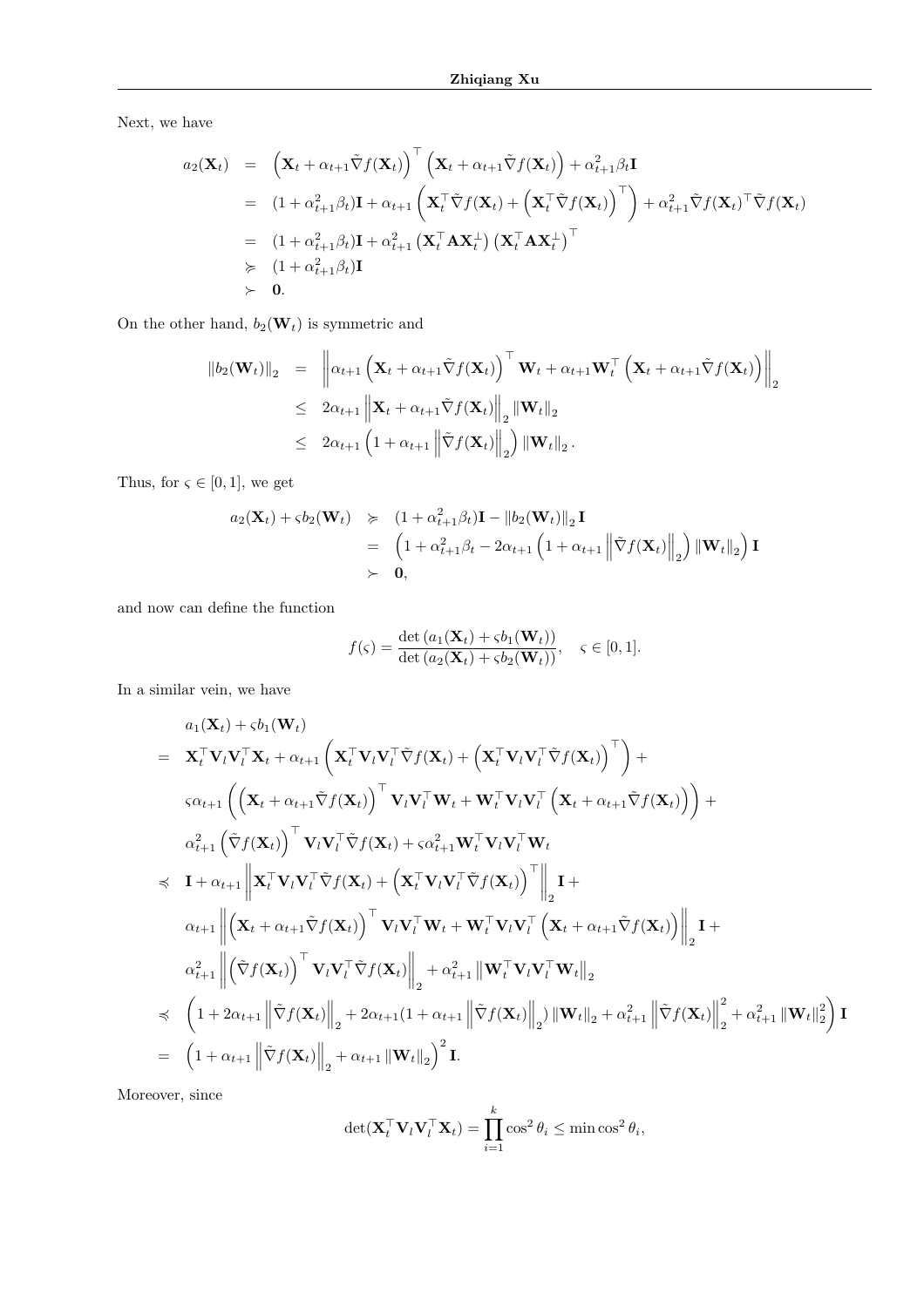Next, we have

$$
\begin{aligned}
a_2(\mathbf{X}_t) &= \left(\mathbf{X}_t + \alpha_{t+1}\tilde{\nabla} f(\mathbf{X}_t)\right)^\top \left(\mathbf{X}_t + \alpha_{t+1}\tilde{\nabla} f(\mathbf{X}_t)\right) + \alpha_{t+1}^2 \beta_t \mathbf{I} \\
&= (1+\alpha_{t+1}^2\beta_t)\mathbf{I} + \alpha_{t+1}\left(\mathbf{X}_t^\top \tilde{\nabla} f(\mathbf{X}_t) + \left(\mathbf{X}_t^\top \tilde{\nabla} f(\mathbf{X}_t)\right)^\top\right) + \alpha_{t+1}^2 \tilde{\nabla} f(\mathbf{X}_t)^\top \tilde{\nabla} f(\mathbf{X}_t) \\
&= (1+\alpha_{t+1}^2\beta_t)\mathbf{I} + \alpha_{t+1}^2 \left(\mathbf{X}_t^\top \mathbf{A} \mathbf{X}_t^\perp\right)\left(\mathbf{X}_t^\top \mathbf{A} \mathbf{X}_t^\perp\right)^\top \\
&\succcurlyeq (1+\alpha_{t+1}^2\beta_t)\mathbf{I} \\
&\succ \mathbf{0}.
\end{aligned}
$$

On the other hand, $b_2(\mathbf{W}_t)$ is symmetric and

$$
\begin{aligned}
\|b_2(\mathbf{W}_t)\|_2 &= \left\| \alpha_{t+1}\left(\mathbf{X}_t + \alpha_{t+1}\tilde{\nabla} f(\mathbf{X}_t)\right)^\top \mathbf{W}_t + \alpha_{t+1}\mathbf{W}_t^\top\left(\mathbf{X}_t + \alpha_{t+1}\tilde{\nabla} f(\mathbf{X}_t)\right)\right\|_2 \\
&\le 2\alpha_{t+1}\left\|\mathbf{X}_t + \alpha_{t+1}\tilde{\nabla} f(\mathbf{X}_t)\right\|_2 \|\mathbf{W}_t\|_2 \\
&\le 2\alpha_{t+1}\left(1 + \alpha_{t+1}\left\|\tilde{\nabla} f(\mathbf{X}_t)\right\|_2\right)\|\mathbf{W}_t\|_2 .
\end{aligned}
$$

Thus, for $\varsigma \in [0,1]$, we get

$$
\begin{aligned}
a_2(\mathbf{X}_t) + \varsigma b_2(\mathbf{W}_t) &\succcurlyeq (1+\alpha_{t+1}^2\beta_t)\mathbf{I} - \|b_2(\mathbf{W}_t)\|_2 \mathbf{I} \\
&= \left(1+\alpha_{t+1}^2\beta_t - 2\alpha_{t+1}\left(1+\alpha_{t+1}\left\|\tilde{\nabla} f(\mathbf{X}_t)\right\|_2\right)\|\mathbf{W}_t\|_2\right)\mathbf{I} \\
&\succ \mathbf{0},
\end{aligned}
$$

and now can define the function

$$
f(\varsigma) = \frac{\det\left(a_1(\mathbf{X}_t) + \varsigma b_1(\mathbf{W}_t)\right)}{\det\left(a_2(\mathbf{X}_t) + \varsigma b_2(\mathbf{W}_t)\right)}, \quad \varsigma \in [0,1].
$$

In a similar vein, we have

$$
\begin{aligned}
& a_1(\mathbf{X}_t) + \varsigma b_1(\mathbf{W}_t) \\
=\; & \mathbf{X}_t^\top \mathbf{V}_l \mathbf{V}_l^\top \mathbf{X}_t + \alpha_{t+1}\left(\mathbf{X}_t^\top \mathbf{V}_l \mathbf{V}_l^\top \tilde{\nabla} f(\mathbf{X}_t) + \left(\mathbf{X}_t^\top \mathbf{V}_l \mathbf{V}_l^\top \tilde{\nabla} f(\mathbf{X}_t)\right)^\top\right) + \\
& \varsigma \alpha_{t+1}\left(\left(\mathbf{X}_t + \alpha_{t+1}\tilde{\nabla} f(\mathbf{X}_t)\right)^\top \mathbf{V}_l \mathbf{V}_l^\top \mathbf{W}_t + \mathbf{W}_t^\top \mathbf{V}_l \mathbf{V}_l^\top\left(\mathbf{X}_t + \alpha_{t+1}\tilde{\nabla} f(\mathbf{X}_t)\right)\right) + \\
& \alpha_{t+1}^2\left(\tilde{\nabla} f(\mathbf{X}_t)\right)^\top \mathbf{V}_l \mathbf{V}_l^\top \tilde{\nabla} f(\mathbf{X}_t) + \varsigma \alpha_{t+1}^2 \mathbf{W}_t^\top \mathbf{V}_l \mathbf{V}_l^\top \mathbf{W}_t \\
\preccurlyeq\; & \mathbf{I} + \alpha_{t+1}\left\|\mathbf{X}_t^\top \mathbf{V}_l \mathbf{V}_l^\top \tilde{\nabla} f(\mathbf{X}_t) + \left(\mathbf{X}_t^\top \mathbf{V}_l \mathbf{V}_l^\top \tilde{\nabla} f(\mathbf{X}_t)\right)^\top\right\|_2 \mathbf{I} + \\
& \alpha_{t+1}\left\|\left(\mathbf{X}_t + \alpha_{t+1}\tilde{\nabla} f(\mathbf{X}_t)\right)^\top \mathbf{V}_l \mathbf{V}_l^\top \mathbf{W}_t + \mathbf{W}_t^\top \mathbf{V}_l \mathbf{V}_l^\top\left(\mathbf{X}_t + \alpha_{t+1}\tilde{\nabla} f(\mathbf{X}_t)\right)\right\|_2 \mathbf{I} + \\
& \alpha_{t+1}^2\left\|\left(\tilde{\nabla} f(\mathbf{X}_t)\right)^\top \mathbf{V}_l \mathbf{V}_l^\top \tilde{\nabla} f(\mathbf{X}_t)\right\|_2 + \alpha_{t+1}^2\left\|\mathbf{W}_t^\top \mathbf{V}_l \mathbf{V}_l^\top \mathbf{W}_t\right\|_2 \\
\preccurlyeq\; & \left(1 + 2\alpha_{t+1}\left\|\tilde{\nabla} f(\mathbf{X}_t)\right\|_2 + 2\alpha_{t+1}(1+\alpha_{t+1}\left\|\tilde{\nabla} f(\mathbf{X}_t)\right\|_2)\|\mathbf{W}_t\|_2 + \alpha_{t+1}^2\left\|\tilde{\nabla} f(\mathbf{X}_t)\right\|_2^2 + \alpha_{t+1}^2\|\mathbf{W}_t\|_2^2\right)\mathbf{I} \\
=\; & \left(1 + \alpha_{t+1}\left\|\tilde{\nabla} f(\mathbf{X}_t)\right\|_2 + \alpha_{t+1}\|\mathbf{W}_t\|_2\right)^2 \mathbf{I}.
\end{aligned}
$$

Moreover, since

$$
\det(\mathbf{X}_t^\top \mathbf{V}_l \mathbf{V}_l^\top \mathbf{X}_t) = \prod_{i=1}^k \cos^2\theta_i \le \min \cos^2\theta_i,
$$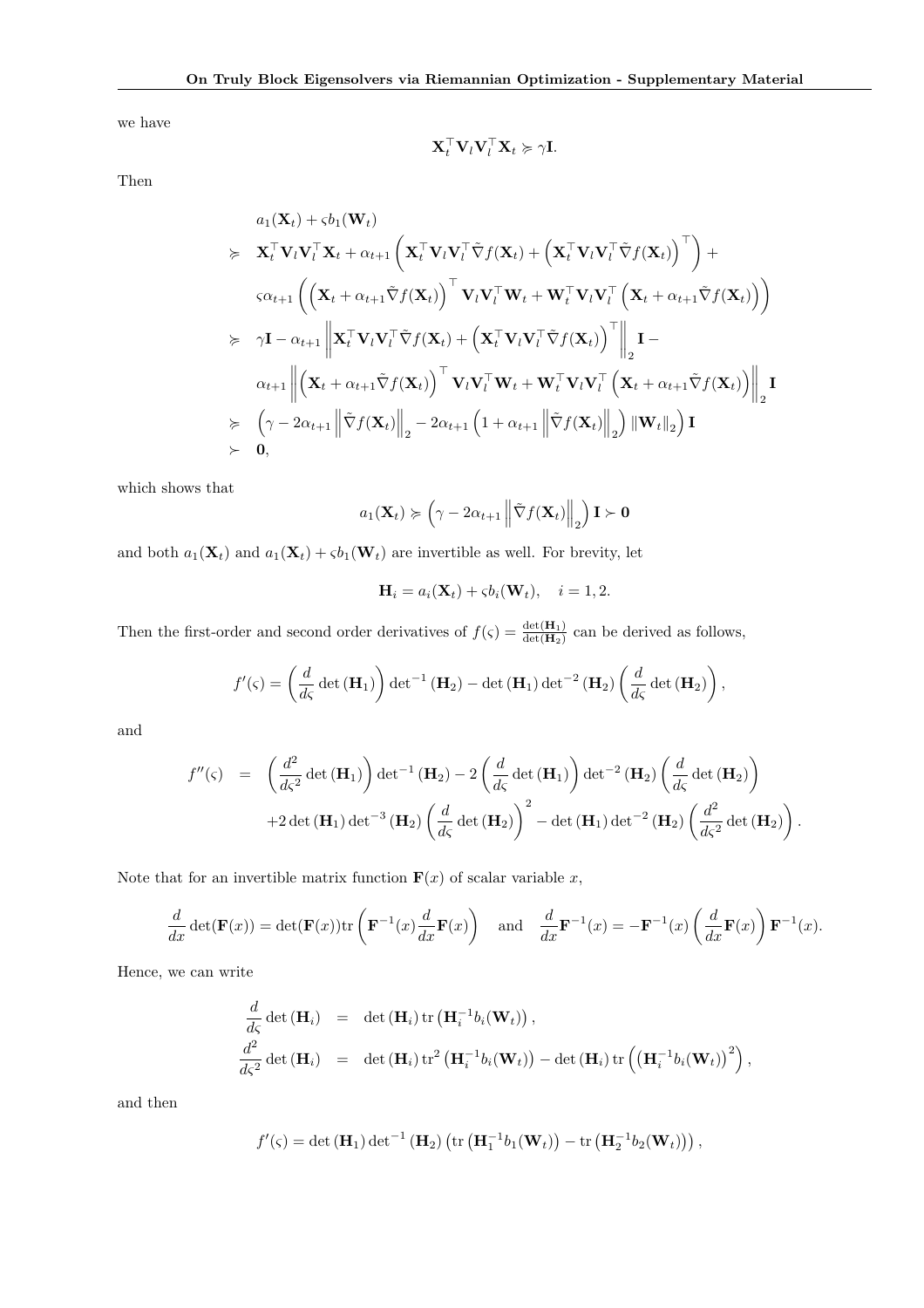we have

$$\mathbf{X}_t^\top \mathbf{V}_l \mathbf{V}_l^\top \mathbf{X}_t \succcurlyeq \gamma \mathbf{I}.$$

Then

$$\begin{aligned}
& a_1(\mathbf{X}_t) + \varsigma b_1(\mathbf{W}_t) \\
\succcurlyeq\ & \mathbf{X}_t^\top \mathbf{V}_l \mathbf{V}_l^\top \mathbf{X}_t + \alpha_{t+1} \left( \mathbf{X}_t^\top \mathbf{V}_l \mathbf{V}_l^\top \tilde{\nabla} f(\mathbf{X}_t) + \left( \mathbf{X}_t^\top \mathbf{V}_l \mathbf{V}_l^\top \tilde{\nabla} f(\mathbf{X}_t) \right)^\top \right) + \\
& \varsigma \alpha_{t+1} \left( \left( \mathbf{X}_t + \alpha_{t+1} \tilde{\nabla} f(\mathbf{X}_t) \right)^\top \mathbf{V}_l \mathbf{V}_l^\top \mathbf{W}_t + \mathbf{W}_t^\top \mathbf{V}_l \mathbf{V}_l^\top \left( \mathbf{X}_t + \alpha_{t+1} \tilde{\nabla} f(\mathbf{X}_t) \right) \right) \\
\succcurlyeq\ & \gamma \mathbf{I} - \alpha_{t+1} \left\| \mathbf{X}_t^\top \mathbf{V}_l \mathbf{V}_l^\top \tilde{\nabla} f(\mathbf{X}_t) + \left( \mathbf{X}_t^\top \mathbf{V}_l \mathbf{V}_l^\top \tilde{\nabla} f(\mathbf{X}_t) \right)^\top \right\|_2 \mathbf{I} - \\
& \alpha_{t+1} \left\| \left( \mathbf{X}_t + \alpha_{t+1} \tilde{\nabla} f(\mathbf{X}_t) \right)^\top \mathbf{V}_l \mathbf{V}_l^\top \mathbf{W}_t + \mathbf{W}_t^\top \mathbf{V}_l \mathbf{V}_l^\top \left( \mathbf{X}_t + \alpha_{t+1} \tilde{\nabla} f(\mathbf{X}_t) \right) \right\|_2 \mathbf{I} \\
\succcurlyeq\ & \left( \gamma - 2\alpha_{t+1} \left\| \tilde{\nabla} f(\mathbf{X}_t) \right\|_2 - 2\alpha_{t+1} \left( 1 + \alpha_{t+1} \left\| \tilde{\nabla} f(\mathbf{X}_t) \right\|_2 \right) \|\mathbf{W}_t\|_2 \right) \mathbf{I} \\
\succ\ & \mathbf{0},
\end{aligned}$$

which shows that

$$a_1(\mathbf{X}_t) \succcurlyeq \left( \gamma - 2\alpha_{t+1} \left\| \tilde{\nabla} f(\mathbf{X}_t) \right\|_2 \right) \mathbf{I} \succ \mathbf{0}$$

and both $a_1(\mathbf{X}_t)$ and $a_1(\mathbf{X}_t) + \varsigma b_1(\mathbf{W}_t)$ are invertible as well. For brevity, let

$$\mathbf{H}_i = a_i(\mathbf{X}_t) + \varsigma b_i(\mathbf{W}_t), \quad i = 1, 2.$$

Then the first-order and second order derivatives of $f(\varsigma) = \frac{\det(\mathbf{H}_1)}{\det(\mathbf{H}_2)}$ can be derived as follows,

$$f'(\varsigma) = \left( \frac{d}{d\varsigma} \det(\mathbf{H}_1) \right) \det^{-1}(\mathbf{H}_2) - \det(\mathbf{H}_1) \det^{-2}(\mathbf{H}_2) \left( \frac{d}{d\varsigma} \det(\mathbf{H}_2) \right),$$

and

$$\begin{aligned}
f''(\varsigma) &= \left( \frac{d^2}{d\varsigma^2} \det(\mathbf{H}_1) \right) \det^{-1}(\mathbf{H}_2) - 2 \left( \frac{d}{d\varsigma} \det(\mathbf{H}_1) \right) \det^{-2}(\mathbf{H}_2) \left( \frac{d}{d\varsigma} \det(\mathbf{H}_2) \right) \\
&\quad + 2 \det(\mathbf{H}_1) \det^{-3}(\mathbf{H}_2) \left( \frac{d}{d\varsigma} \det(\mathbf{H}_2) \right)^2 - \det(\mathbf{H}_1) \det^{-2}(\mathbf{H}_2) \left( \frac{d^2}{d\varsigma^2} \det(\mathbf{H}_2) \right).
\end{aligned}$$

Note that for an invertible matrix function $\mathbf{F}(x)$ of scalar variable $x$,

$$\frac{d}{dx} \det(\mathbf{F}(x)) = \det(\mathbf{F}(x)) \mathrm{tr} \left( \mathbf{F}^{-1}(x) \frac{d}{dx} \mathbf{F}(x) \right) \quad \text{and} \quad \frac{d}{dx} \mathbf{F}^{-1}(x) = -\mathbf{F}^{-1}(x) \left( \frac{d}{dx} \mathbf{F}(x) \right) \mathbf{F}^{-1}(x).$$

Hence, we can write

$$\begin{aligned}
\frac{d}{d\varsigma} \det(\mathbf{H}_i) &= \det(\mathbf{H}_i) \, \mathrm{tr} \left( \mathbf{H}_i^{-1} b_i(\mathbf{W}_t) \right), \\
\frac{d^2}{d\varsigma^2} \det(\mathbf{H}_i) &= \det(\mathbf{H}_i) \, \mathrm{tr}^2 \left( \mathbf{H}_i^{-1} b_i(\mathbf{W}_t) \right) - \det(\mathbf{H}_i) \, \mathrm{tr} \left( \left( \mathbf{H}_i^{-1} b_i(\mathbf{W}_t) \right)^2 \right),
\end{aligned}$$

and then

$$f'(\varsigma) = \det(\mathbf{H}_1) \det^{-1}(\mathbf{H}_2) \left( \mathrm{tr} \left( \mathbf{H}_1^{-1} b_1(\mathbf{W}_t) \right) - \mathrm{tr} \left( \mathbf{H}_2^{-1} b_2(\mathbf{W}_t) \right) \right),$$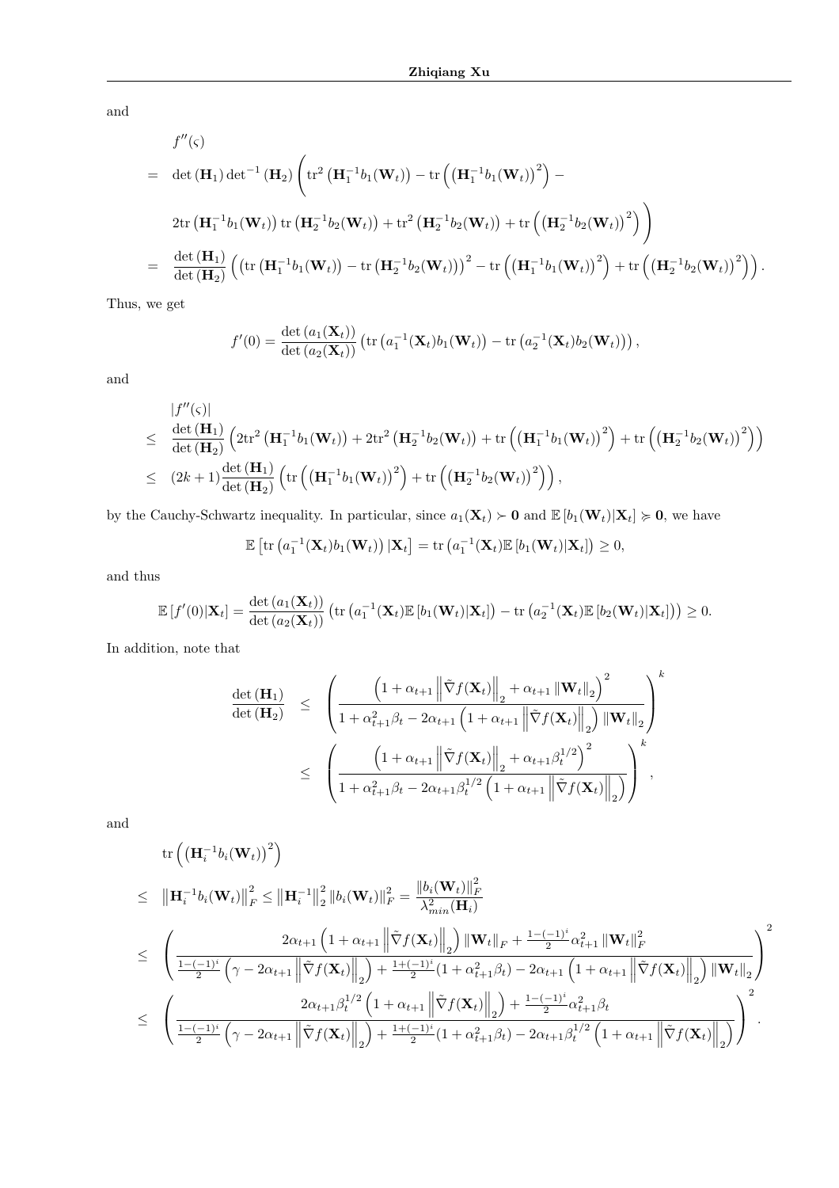and

$$
\begin{aligned}
& f''(\varsigma) \\
= \quad & \det\left(\mathbf{H}_1\right)\det^{-1}\left(\mathbf{H}_2\right)\Bigg(\mathrm{tr}^2\left(\mathbf{H}_1^{-1}b_1(\mathbf{W}_t)\right) - \mathrm{tr}\left(\left(\mathbf{H}_1^{-1}b_1(\mathbf{W}_t)\right)^2\right) - \\
& 2\mathrm{tr}\left(\mathbf{H}_1^{-1}b_1(\mathbf{W}_t)\right)\mathrm{tr}\left(\mathbf{H}_2^{-1}b_2(\mathbf{W}_t)\right) + \mathrm{tr}^2\left(\mathbf{H}_2^{-1}b_2(\mathbf{W}_t)\right) + \mathrm{tr}\left(\left(\mathbf{H}_2^{-1}b_2(\mathbf{W}_t)\right)^2\right)\Bigg) \\
= \quad & \frac{\det\left(\mathbf{H}_1\right)}{\det\left(\mathbf{H}_2\right)}\left(\left(\mathrm{tr}\left(\mathbf{H}_1^{-1}b_1(\mathbf{W}_t)\right) - \mathrm{tr}\left(\mathbf{H}_2^{-1}b_2(\mathbf{W}_t)\right)\right)^2 - \mathrm{tr}\left(\left(\mathbf{H}_1^{-1}b_1(\mathbf{W}_t)\right)^2\right) + \mathrm{tr}\left(\left(\mathbf{H}_2^{-1}b_2(\mathbf{W}_t)\right)^2\right)\right).
\end{aligned}
$$

Thus, we get

$$
f'(0) = \frac{\det\left(a_1(\mathbf{X}_t)\right)}{\det\left(a_2(\mathbf{X}_t)\right)}\left(\mathrm{tr}\left(a_1^{-1}(\mathbf{X}_t)b_1(\mathbf{W}_t)\right) - \mathrm{tr}\left(a_2^{-1}(\mathbf{X}_t)b_2(\mathbf{W}_t)\right)\right),
$$

and

$$
\begin{aligned}
& \left|f''(\varsigma)\right| \\
\leq \quad & \frac{\det\left(\mathbf{H}_1\right)}{\det\left(\mathbf{H}_2\right)}\left(2\mathrm{tr}^2\left(\mathbf{H}_1^{-1}b_1(\mathbf{W}_t)\right) + 2\mathrm{tr}^2\left(\mathbf{H}_2^{-1}b_2(\mathbf{W}_t)\right) + \mathrm{tr}\left(\left(\mathbf{H}_1^{-1}b_1(\mathbf{W}_t)\right)^2\right) + \mathrm{tr}\left(\left(\mathbf{H}_2^{-1}b_2(\mathbf{W}_t)\right)^2\right)\right) \\
\leq \quad & (2k+1)\frac{\det\left(\mathbf{H}_1\right)}{\det\left(\mathbf{H}_2\right)}\left(\mathrm{tr}\left(\left(\mathbf{H}_1^{-1}b_1(\mathbf{W}_t)\right)^2\right) + \mathrm{tr}\left(\left(\mathbf{H}_2^{-1}b_2(\mathbf{W}_t)\right)^2\right)\right),
\end{aligned}
$$

by the Cauchy-Schwartz inequality. In particular, since $a_1(\mathbf{X}_t) \succ \mathbf{0}$ and $\mathbb{E}\left[b_1(\mathbf{W}_t)|\mathbf{X}_t\right] \succcurlyeq \mathbf{0}$, we have

$$
\mathbb{E}\left[\mathrm{tr}\left(a_1^{-1}(\mathbf{X}_t)b_1(\mathbf{W}_t)\right)|\mathbf{X}_t\right] = \mathrm{tr}\left(a_1^{-1}(\mathbf{X}_t)\mathbb{E}\left[b_1(\mathbf{W}_t)|\mathbf{X}_t\right]\right) \geq 0,
$$

and thus

$$
\mathbb{E}\left[f'(0)|\mathbf{X}_t\right] = \frac{\det\left(a_1(\mathbf{X}_t)\right)}{\det\left(a_2(\mathbf{X}_t)\right)}\left(\mathrm{tr}\left(a_1^{-1}(\mathbf{X}_t)\mathbb{E}\left[b_1(\mathbf{W}_t)|\mathbf{X}_t\right]\right) - \mathrm{tr}\left(a_2^{-1}(\mathbf{X}_t)\mathbb{E}\left[b_2(\mathbf{W}_t)|\mathbf{X}_t\right]\right)\right) \geq 0.
$$

In addition, note that

$$
\begin{aligned}
\frac{\det\left(\mathbf{H}_1\right)}{\det\left(\mathbf{H}_2\right)} \quad \leq \quad & \left(\frac{\left(1 + \alpha_{t+1}\left\|\tilde{\nabla}f(\mathbf{X}_t)\right\|_2 + \alpha_{t+1}\left\|\mathbf{W}_t\right\|_2\right)^2}{1 + \alpha_{t+1}^2\beta_t - 2\alpha_{t+1}\left(1 + \alpha_{t+1}\left\|\tilde{\nabla}f(\mathbf{X}_t)\right\|_2\right)\left\|\mathbf{W}_t\right\|_2}\right)^k \\
\leq \quad & \left(\frac{\left(1 + \alpha_{t+1}\left\|\tilde{\nabla}f(\mathbf{X}_t)\right\|_2 + \alpha_{t+1}\beta_t^{1/2}\right)^2}{1 + \alpha_{t+1}^2\beta_t - 2\alpha_{t+1}\beta_t^{1/2}\left(1 + \alpha_{t+1}\left\|\tilde{\nabla}f(\mathbf{X}_t)\right\|_2\right)}\right)^k,
\end{aligned}
$$

and

$$
\begin{aligned}
& \mathrm{tr}\left(\left(\mathbf{H}_i^{-1}b_i(\mathbf{W}_t)\right)^2\right) \\
\leq \quad & \left\|\mathbf{H}_i^{-1}b_i(\mathbf{W}_t)\right\|_F^2 \leq \left\|\mathbf{H}_i^{-1}\right\|_2^2\left\|b_i(\mathbf{W}_t)\right\|_F^2 = \frac{\left\|b_i(\mathbf{W}_t)\right\|_F^2}{\lambda_{min}^2(\mathbf{H}_i)} \\
\leq \quad & \left(\frac{2\alpha_{t+1}\left(1 + \alpha_{t+1}\left\|\tilde{\nabla}f(\mathbf{X}_t)\right\|_2\right)\left\|\mathbf{W}_t\right\|_F + \frac{1-(-1)^i}{2}\alpha_{t+1}^2\left\|\mathbf{W}_t\right\|_F^2}{\frac{1-(-1)^i}{2}\left(\gamma - 2\alpha_{t+1}\left\|\tilde{\nabla}f(\mathbf{X}_t)\right\|_2\right) + \frac{1+(-1)^i}{2}(1 + \alpha_{t+1}^2\beta_t) - 2\alpha_{t+1}\left(1 + \alpha_{t+1}\left\|\tilde{\nabla}f(\mathbf{X}_t)\right\|_2\right)\left\|\mathbf{W}_t\right\|_2}\right)^2 \\
\leq \quad & \left(\frac{2\alpha_{t+1}\beta_t^{1/2}\left(1 + \alpha_{t+1}\left\|\tilde{\nabla}f(\mathbf{X}_t)\right\|_2\right) + \frac{1-(-1)^i}{2}\alpha_{t+1}^2\beta_t}{\frac{1-(-1)^i}{2}\left(\gamma - 2\alpha_{t+1}\left\|\tilde{\nabla}f(\mathbf{X}_t)\right\|_2\right) + \frac{1+(-1)^i}{2}(1 + \alpha_{t+1}^2\beta_t) - 2\alpha_{t+1}\beta_t^{1/2}\left(1 + \alpha_{t+1}\left\|\tilde{\nabla}f(\mathbf{X}_t)\right\|_2\right)}\right)^2.
\end{aligned}
$$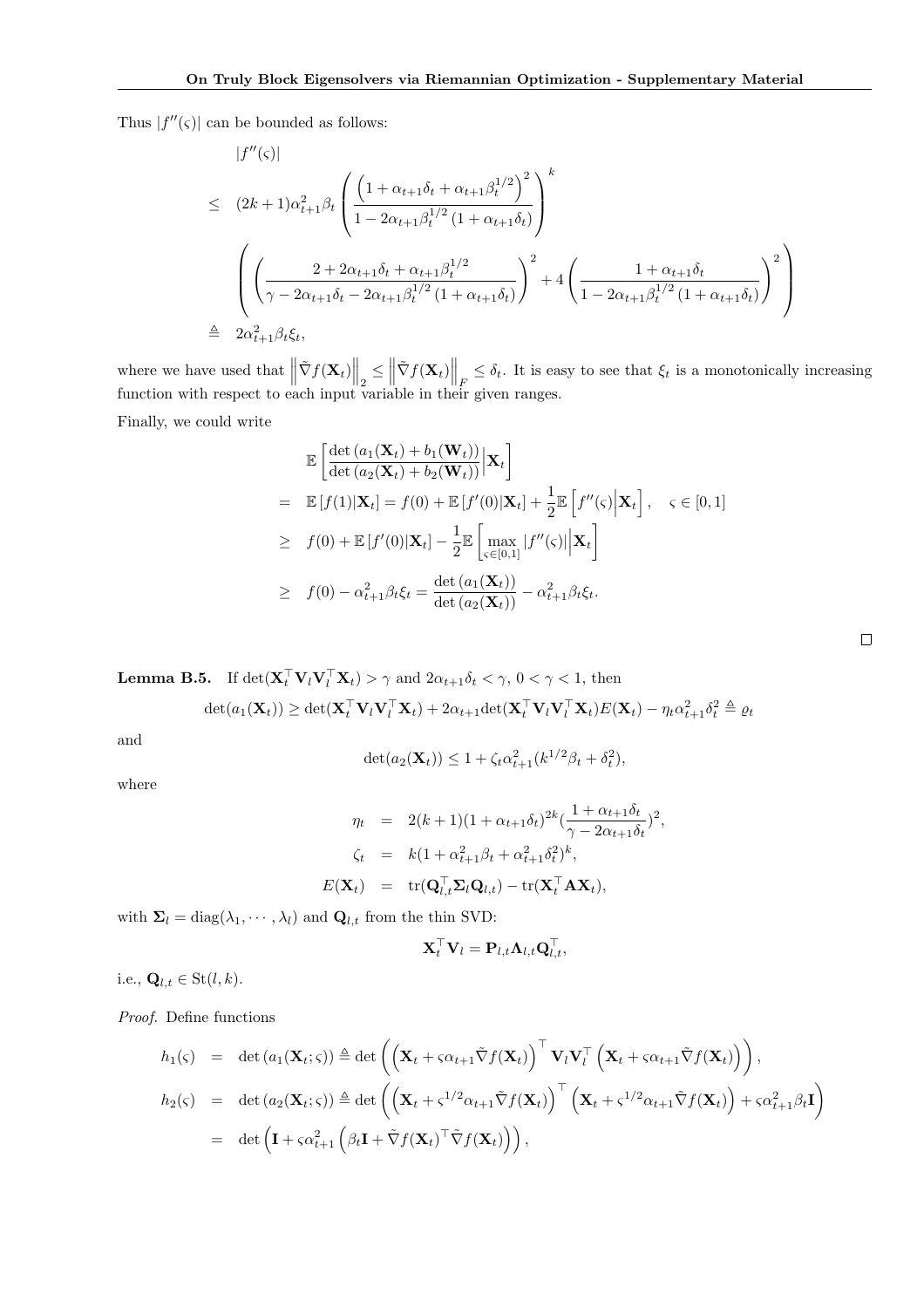Thus $|f''(\varsigma)|$ can be bounded as follows:

$$
\begin{aligned}
& |f''(\varsigma)| \\
\leq \quad & (2k+1)\alpha_{t+1}^2\beta_t \left( \frac{\left(1+\alpha_{t+1}\delta_t + \alpha_{t+1}\beta_t^{1/2}\right)^2}{1-2\alpha_{t+1}\beta_t^{1/2}\left(1+\alpha_{t+1}\delta_t\right)} \right)^k \\
& \left( \left( \frac{2+2\alpha_{t+1}\delta_t + \alpha_{t+1}\beta_t^{1/2}}{\gamma - 2\alpha_{t+1}\delta_t - 2\alpha_{t+1}\beta_t^{1/2}\left(1+\alpha_{t+1}\delta_t\right)} \right)^2 + 4\left( \frac{1+\alpha_{t+1}\delta_t}{1-2\alpha_{t+1}\beta_t^{1/2}\left(1+\alpha_{t+1}\delta_t\right)} \right)^2 \right) \\
\triangleq \quad & 2\alpha_{t+1}^2\beta_t\xi_t,
\end{aligned}
$$

where we have used that $\left\|\tilde{\nabla} f(\mathbf{X}_t)\right\|_2 \leq \left\|\tilde{\nabla} f(\mathbf{X}_t)\right\|_F \leq \delta_t$. It is easy to see that $\xi_t$ is a monotonically increasing function with respect to each input variable in their given ranges.

Finally, we could write

$$
\begin{aligned}
& \mathbb{E}\left[ \frac{\det\left(a_1(\mathbf{X}_t) + b_1(\mathbf{W}_t)\right)}{\det\left(a_2(\mathbf{X}_t) + b_2(\mathbf{W}_t)\right)} \Big| \mathbf{X}_t \right] \\
= \quad & \mathbb{E}\left[f(1)|\mathbf{X}_t\right] = f(0) + \mathbb{E}\left[f'(0)|\mathbf{X}_t\right] + \frac{1}{2}\mathbb{E}\left[ f''(\varsigma) \Big| \mathbf{X}_t \right], \quad \varsigma \in [0,1] \\
\geq \quad & f(0) + \mathbb{E}\left[f'(0)|\mathbf{X}_t\right] - \frac{1}{2}\mathbb{E}\left[ \max_{\varsigma\in[0,1]} |f''(\varsigma)| \Big| \mathbf{X}_t \right] \\
\geq \quad & f(0) - \alpha_{t+1}^2\beta_t\xi_t = \frac{\det\left(a_1(\mathbf{X}_t)\right)}{\det\left(a_2(\mathbf{X}_t)\right)} - \alpha_{t+1}^2\beta_t\xi_t.
\end{aligned}
$$

□

**Lemma B.5.** If $\det(\mathbf{X}_t^\top \mathbf{V}_l \mathbf{V}_l^\top \mathbf{X}_t) > \gamma$ and $2\alpha_{t+1}\delta_t < \gamma$, $0 < \gamma < 1$, then

$$
\det(a_1(\mathbf{X}_t)) \geq \det(\mathbf{X}_t^\top \mathbf{V}_l \mathbf{V}_l^\top \mathbf{X}_t) + 2\alpha_{t+1}\det(\mathbf{X}_t^\top \mathbf{V}_l \mathbf{V}_l^\top \mathbf{X}_t) E(\mathbf{X}_t) - \eta_t \alpha_{t+1}^2 \delta_t^2 \triangleq \varrho_t
$$

and

$$
\det(a_2(\mathbf{X}_t)) \leq 1 + \zeta_t \alpha_{t+1}^2 (k^{1/2}\beta_t + \delta_t^2),
$$

where

$$
\begin{aligned}
\eta_t &= 2(k+1)(1+\alpha_{t+1}\delta_t)^{2k}\left(\frac{1+\alpha_{t+1}\delta_t}{\gamma - 2\alpha_{t+1}\delta_t}\right)^2, \\
\zeta_t &= k(1+\alpha_{t+1}^2\beta_t + \alpha_{t+1}^2\delta_t^2)^k, \\
E(\mathbf{X}_t) &= \mathrm{tr}(\mathbf{Q}_{l,t}^\top \mathbf{\Sigma}_l \mathbf{Q}_{l,t}) - \mathrm{tr}(\mathbf{X}_t^\top \mathbf{A} \mathbf{X}_t),
\end{aligned}
$$

with $\mathbf{\Sigma}_l = \mathrm{diag}(\lambda_1, \cdots, \lambda_l)$ and $\mathbf{Q}_{l,t}$ from the thin SVD:

$$
\mathbf{X}_t^\top \mathbf{V}_l = \mathbf{P}_{l,t} \mathbf{\Lambda}_{l,t} \mathbf{Q}_{l,t}^\top,
$$

i.e., $\mathbf{Q}_{l,t} \in \mathrm{St}(l,k)$.

*Proof.* Define functions

$$
\begin{aligned}
h_1(\varsigma) &= \det\left(a_1(\mathbf{X}_t;\varsigma)\right) \triangleq \det\left( \left(\mathbf{X}_t + \varsigma\alpha_{t+1}\tilde{\nabla} f(\mathbf{X}_t)\right)^\top \mathbf{V}_l \mathbf{V}_l^\top \left(\mathbf{X}_t + \varsigma\alpha_{t+1}\tilde{\nabla} f(\mathbf{X}_t)\right) \right), \\
h_2(\varsigma) &= \det\left(a_2(\mathbf{X}_t;\varsigma)\right) \triangleq \det\left( \left(\mathbf{X}_t + \varsigma^{1/2}\alpha_{t+1}\tilde{\nabla} f(\mathbf{X}_t)\right)^\top \left(\mathbf{X}_t + \varsigma^{1/2}\alpha_{t+1}\tilde{\nabla} f(\mathbf{X}_t)\right) + \varsigma\alpha_{t+1}^2\beta_t \mathbf{I} \right) \\
&= \det\left( \mathbf{I} + \varsigma\alpha_{t+1}^2 \left( \beta_t \mathbf{I} + \tilde{\nabla} f(\mathbf{X}_t)^\top \tilde{\nabla} f(\mathbf{X}_t) \right) \right),
\end{aligned}
$$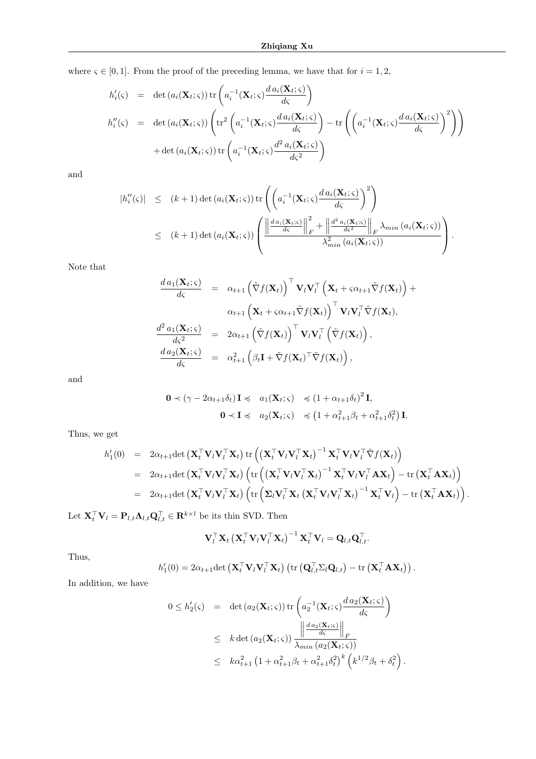where $\varsigma \in [0,1]$. From the proof of the preceding lemma, we have that for $i=1,2$,

$$
\begin{aligned}
h_i'(\varsigma) &= \det\left(a_i(\mathbf{X}_t;\varsigma)\right) \operatorname{tr}\left(a_i^{-1}(\mathbf{X}_t;\varsigma)\frac{d\, a_i(\mathbf{X}_t;\varsigma)}{d\varsigma}\right) \\
h_i''(\varsigma) &= \det\left(a_i(\mathbf{X}_t;\varsigma)\right) \left(\operatorname{tr}^2\left(a_i^{-1}(\mathbf{X}_t;\varsigma)\frac{d\, a_i(\mathbf{X}_t;\varsigma)}{d\varsigma}\right) - \operatorname{tr}\left(\left(a_i^{-1}(\mathbf{X}_t;\varsigma)\frac{d\, a_i(\mathbf{X}_t;\varsigma)}{d\varsigma}\right)^2\right)\right) \\
&\quad + \det\left(a_i(\mathbf{X}_t;\varsigma)\right) \operatorname{tr}\left(a_i^{-1}(\mathbf{X}_t;\varsigma)\frac{d^2\, a_i(\mathbf{X}_t;\varsigma)}{d\varsigma^2}\right)
\end{aligned}
$$

and

$$
\begin{aligned}
|h_i''(\varsigma)| &\leq (k+1)\det\left(a_i(\mathbf{X}_t;\varsigma)\right) \operatorname{tr}\left(\left(a_i^{-1}(\mathbf{X}_t;\varsigma)\frac{d\, a_i(\mathbf{X}_t;\varsigma)}{d\varsigma}\right)^2\right) \\
&\leq (k+1)\det\left(a_i(\mathbf{X}_t;\varsigma)\right) \left(\frac{\left\|\frac{d\, a_i(\mathbf{X}_t;\varsigma)}{d\varsigma}\right\|_F^2 + \left\|\frac{d^2\, a_i(\mathbf{X}_t;\varsigma)}{d\varsigma^2}\right\|_F \lambda_{min}\left(a_i(\mathbf{X}_t;\varsigma)\right)}{\lambda_{min}^2\left(a_i(\mathbf{X}_t;\varsigma)\right)}\right).
\end{aligned}
$$

Note that

$$
\begin{aligned}
\frac{d\, a_1(\mathbf{X}_t;\varsigma)}{d\varsigma} &= \alpha_{t+1}\left(\tilde{\nabla} f(\mathbf{X}_t)\right)^\top \mathbf{V}_l\mathbf{V}_l^\top \left(\mathbf{X}_t + \varsigma\alpha_{t+1}\tilde{\nabla} f(\mathbf{X}_t)\right) + \\
&\quad \alpha_{t+1}\left(\mathbf{X}_t + \varsigma\alpha_{t+1}\tilde{\nabla} f(\mathbf{X}_t)\right)^\top \mathbf{V}_l\mathbf{V}_l^\top \tilde{\nabla} f(\mathbf{X}_t), \\
\frac{d^2\, a_1(\mathbf{X}_t;\varsigma)}{d\varsigma^2} &= 2\alpha_{t+1}\left(\tilde{\nabla} f(\mathbf{X}_t)\right)^\top \mathbf{V}_l\mathbf{V}_l^\top \left(\tilde{\nabla} f(\mathbf{X}_t)\right), \\
\frac{d\, a_2(\mathbf{X}_t;\varsigma)}{d\varsigma} &= \alpha_{t+1}^2\left(\beta_t\mathbf{I} + \tilde{\nabla} f(\mathbf{X}_t)^\top \tilde{\nabla} f(\mathbf{X}_t)\right),
\end{aligned}
$$

and

$$
\begin{aligned}
\mathbf{0} \prec (\gamma - 2\alpha_{t+1}\delta_t)\,\mathbf{I} \preccurlyeq \quad & a_1(\mathbf{X}_t;\varsigma) \quad \preccurlyeq (1+\alpha_{t+1}\delta_t)^2\,\mathbf{I}, \\
\mathbf{0} \prec \mathbf{I} \preccurlyeq \quad & a_2(\mathbf{X}_t;\varsigma) \quad \preccurlyeq \left(1+\alpha_{t+1}^2\beta_t + \alpha_{t+1}^2\delta_t^2\right)\mathbf{I}.
\end{aligned}
$$

Thus, we get

$$
\begin{aligned}
h_1'(0) &= 2\alpha_{t+1}\det\left(\mathbf{X}_t^\top\mathbf{V}_l\mathbf{V}_l^\top\mathbf{X}_t\right)\operatorname{tr}\left(\left(\mathbf{X}_t^\top\mathbf{V}_l\mathbf{V}_l^\top\mathbf{X}_t\right)^{-1}\mathbf{X}_t^\top\mathbf{V}_l\mathbf{V}_l^\top\tilde{\nabla} f(\mathbf{X}_t)\right) \\
&= 2\alpha_{t+1}\det\left(\mathbf{X}_t^\top\mathbf{V}_l\mathbf{V}_l^\top\mathbf{X}_t\right)\left(\operatorname{tr}\left(\left(\mathbf{X}_t^\top\mathbf{V}_l\mathbf{V}_l^\top\mathbf{X}_t\right)^{-1}\mathbf{X}_t^\top\mathbf{V}_l\mathbf{V}_l^\top\mathbf{A}\mathbf{X}_t\right) - \operatorname{tr}\left(\mathbf{X}_t^\top\mathbf{A}\mathbf{X}_t\right)\right) \\
&= 2\alpha_{t+1}\det\left(\mathbf{X}_t^\top\mathbf{V}_l\mathbf{V}_l^\top\mathbf{X}_t\right)\left(\operatorname{tr}\left(\mathbf{\Sigma}_l\mathbf{V}_l^\top\mathbf{X}_t\left(\mathbf{X}_t^\top\mathbf{V}_l\mathbf{V}_l^\top\mathbf{X}_t\right)^{-1}\mathbf{X}_t^\top\mathbf{V}_l\right) - \operatorname{tr}\left(\mathbf{X}_t^\top\mathbf{A}\mathbf{X}_t\right)\right).
\end{aligned}
$$

Let $\mathbf{X}_t^\top\mathbf{V}_l = \mathbf{P}_{l,t}\mathbf{\Lambda}_{l,t}\mathbf{Q}_{l,t}^\top \in \mathbf{R}^{k\times l}$ be its thin SVD. Then

$$
\mathbf{V}_l^\top\mathbf{X}_t\left(\mathbf{X}_t^\top\mathbf{V}_l\mathbf{V}_l^\top\mathbf{X}_t\right)^{-1}\mathbf{X}_t^\top\mathbf{V}_l = \mathbf{Q}_{l,t}\mathbf{Q}_{l,t}^\top.
$$

Thus,

$$
h_1'(0) = 2\alpha_{t+1}\det\left(\mathbf{X}_t^\top\mathbf{V}_l\mathbf{V}_l^\top\mathbf{X}_t\right)\left(\operatorname{tr}\left(\mathbf{Q}_{l,t}^\top\Sigma_l\mathbf{Q}_{l,t}\right) - \operatorname{tr}\left(\mathbf{X}_t^\top\mathbf{A}\mathbf{X}_t\right)\right).
$$

In addition, we have

$$
\begin{aligned}
0 \leq h_2'(\varsigma) &= \det\left(a_2(\mathbf{X}_t;\varsigma)\right)\operatorname{tr}\left(a_2^{-1}(\mathbf{X}_t;\varsigma)\frac{d\, a_2(\mathbf{X}_t;\varsigma)}{d\varsigma}\right) \\
&\leq k\det\left(a_2(\mathbf{X}_t;\varsigma)\right)\frac{\left\|\frac{d\, a_2(\mathbf{X}_t;\varsigma)}{d\varsigma}\right\|_F}{\lambda_{min}\left(a_2(\mathbf{X}_t;\varsigma)\right)} \\
&\leq k\alpha_{t+1}^2\left(1+\alpha_{t+1}^2\beta_t+\alpha_{t+1}^2\delta_t^2\right)^k\left(k^{1/2}\beta_t+\delta_t^2\right).
\end{aligned}
$$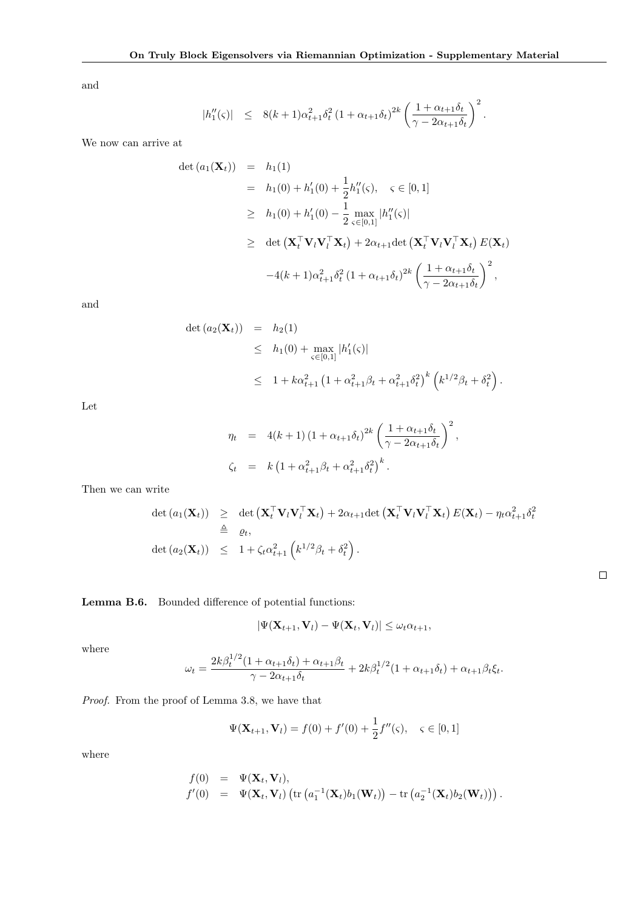and

$$|h_1''(\varsigma)| \quad \leq \quad 8(k+1)\alpha_{t+1}^2\delta_t^2\left(1+\alpha_{t+1}\delta_t\right)^{2k}\left(\frac{1+\alpha_{t+1}\delta_t}{\gamma-2\alpha_{t+1}\delta_t}\right)^2.$$

We now can arrive at

$$\begin{aligned}
\det\left(a_1(\mathbf{X}_t)\right) &= h_1(1) \\
&= h_1(0) + h_1'(0) + \frac{1}{2}h_1''(\varsigma), \quad \varsigma \in [0,1] \\
&\geq h_1(0) + h_1'(0) - \frac{1}{2}\max_{\varsigma\in[0,1]}|h_1''(\varsigma)| \\
&\geq \det\left(\mathbf{X}_t^\top\mathbf{V}_l\mathbf{V}_l^\top\mathbf{X}_t\right) + 2\alpha_{t+1}\det\left(\mathbf{X}_t^\top\mathbf{V}_l\mathbf{V}_l^\top\mathbf{X}_t\right)E(\mathbf{X}_t) \\
&\quad -4(k+1)\alpha_{t+1}^2\delta_t^2\left(1+\alpha_{t+1}\delta_t\right)^{2k}\left(\frac{1+\alpha_{t+1}\delta_t}{\gamma-2\alpha_{t+1}\delta_t}\right)^2,
\end{aligned}$$

and

$$\begin{aligned}
\det\left(a_2(\mathbf{X}_t)\right) &= h_2(1) \\
&\leq h_1(0) + \max_{\varsigma\in[0,1]}|h_1'(\varsigma)| \\
&\leq 1 + k\alpha_{t+1}^2\left(1+\alpha_{t+1}^2\beta_t+\alpha_{t+1}^2\delta_t^2\right)^k\left(k^{1/2}\beta_t+\delta_t^2\right).
\end{aligned}$$

Let

$$\begin{aligned}
\eta_t &= 4(k+1)\left(1+\alpha_{t+1}\delta_t\right)^{2k}\left(\frac{1+\alpha_{t+1}\delta_t}{\gamma-2\alpha_{t+1}\delta_t}\right)^2, \\
\zeta_t &= k\left(1+\alpha_{t+1}^2\beta_t+\alpha_{t+1}^2\delta_t^2\right)^k.
\end{aligned}$$

Then we can write

$$\begin{aligned}
\det\left(a_1(\mathbf{X}_t)\right) &\geq \det\left(\mathbf{X}_t^\top\mathbf{V}_l\mathbf{V}_l^\top\mathbf{X}_t\right) + 2\alpha_{t+1}\det\left(\mathbf{X}_t^\top\mathbf{V}_l\mathbf{V}_l^\top\mathbf{X}_t\right)E(\mathbf{X}_t) - \eta_t\alpha_{t+1}^2\delta_t^2 \\
&\triangleq \varrho_t, \\
\det\left(a_2(\mathbf{X}_t)\right) &\leq 1 + \zeta_t\alpha_{t+1}^2\left(k^{1/2}\beta_t+\delta_t^2\right).
\end{aligned}$$

□

**Lemma B.6.** Bounded difference of potential functions:

$$|\Psi(\mathbf{X}_{t+1},\mathbf{V}_l) - \Psi(\mathbf{X}_t,\mathbf{V}_l)| \leq \omega_t\alpha_{t+1},$$

where

$$\omega_t = \frac{2k\beta_t^{1/2}(1+\alpha_{t+1}\delta_t)+\alpha_{t+1}\beta_t}{\gamma-2\alpha_{t+1}\delta_t} + 2k\beta_t^{1/2}(1+\alpha_{t+1}\delta_t) + \alpha_{t+1}\beta_t\xi_t.$$

*Proof.* From the proof of Lemma 3.8, we have that

$$\Psi(\mathbf{X}_{t+1},\mathbf{V}_l) = f(0) + f'(0) + \frac{1}{2}f''(\varsigma), \quad \varsigma \in [0,1]$$

where

$$\begin{aligned}
f(0) &= \Psi(\mathbf{X}_t,\mathbf{V}_l), \\
f'(0) &= \Psi(\mathbf{X}_t,\mathbf{V}_l)\left(\operatorname{tr}\left(a_1^{-1}(\mathbf{X}_t)b_1(\mathbf{W}_t)\right) - \operatorname{tr}\left(a_2^{-1}(\mathbf{X}_t)b_2(\mathbf{W}_t)\right)\right).
\end{aligned}$$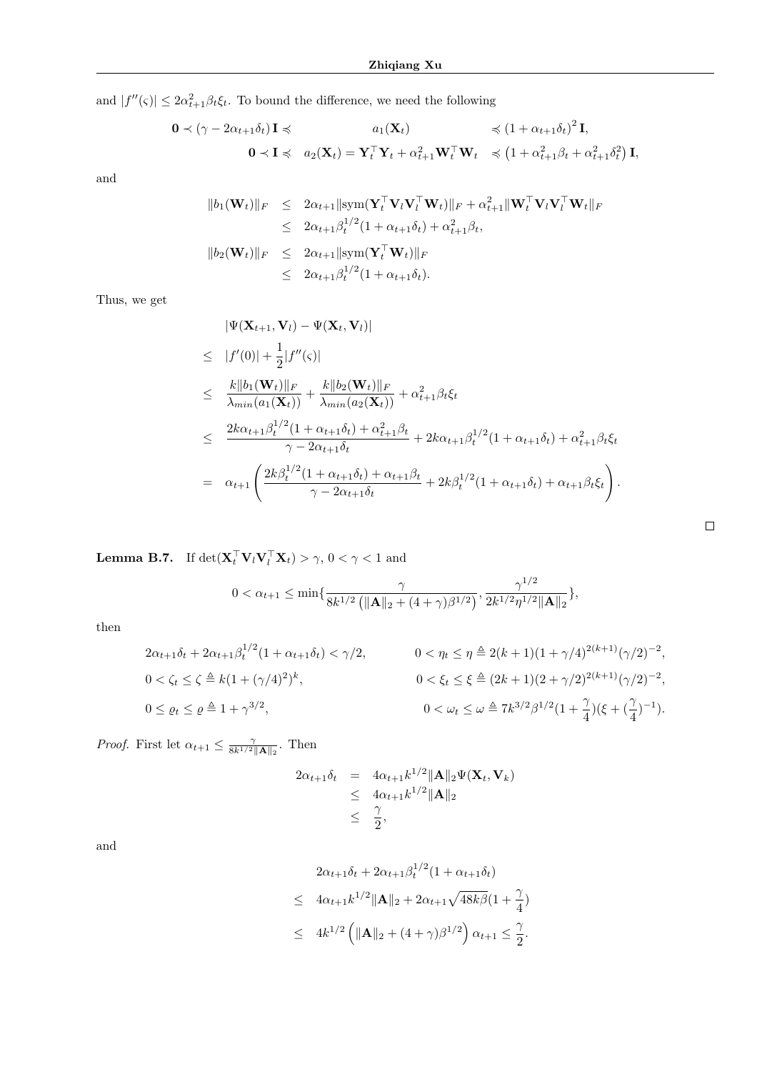and $|f''(\varsigma)| \leq 2\alpha_{t+1}^2 \beta_t \xi_t$. To bound the difference, we need the following

$$
\begin{aligned}
\mathbf{0} \prec (\gamma - 2\alpha_{t+1}\delta_t)\,\mathbf{I} \preccurlyeq \quad & a_1(\mathbf{X}_t) && \preccurlyeq (1+\alpha_{t+1}\delta_t)^2\,\mathbf{I}, \\
\mathbf{0} \prec \mathbf{I} \preccurlyeq \quad & a_2(\mathbf{X}_t) = \mathbf{Y}_t^\top \mathbf{Y}_t + \alpha_{t+1}^2 \mathbf{W}_t^\top \mathbf{W}_t && \preccurlyeq \left(1+\alpha_{t+1}^2\beta_t + \alpha_{t+1}^2\delta_t^2\right)\mathbf{I},
\end{aligned}
$$

and

$$
\begin{aligned}
\|b_1(\mathbf{W}_t)\|_F &\leq 2\alpha_{t+1}\|\mathrm{sym}(\mathbf{Y}_t^\top \mathbf{V}_l \mathbf{V}_l^\top \mathbf{W}_t)\|_F + \alpha_{t+1}^2 \|\mathbf{W}_t^\top \mathbf{V}_l \mathbf{V}_l^\top \mathbf{W}_t\|_F \\
&\leq 2\alpha_{t+1}\beta_t^{1/2}(1+\alpha_{t+1}\delta_t) + \alpha_{t+1}^2\beta_t, \\
\|b_2(\mathbf{W}_t)\|_F &\leq 2\alpha_{t+1}\|\mathrm{sym}(\mathbf{Y}_t^\top \mathbf{W}_t)\|_F \\
&\leq 2\alpha_{t+1}\beta_t^{1/2}(1+\alpha_{t+1}\delta_t).
\end{aligned}
$$

Thus, we get

$$
\begin{aligned}
& |\Psi(\mathbf{X}_{t+1}, \mathbf{V}_l) - \Psi(\mathbf{X}_t, \mathbf{V}_l)| \\
\leq\ & |f'(0)| + \frac{1}{2}|f''(\varsigma)| \\
\leq\ & \frac{k\|b_1(\mathbf{W}_t)\|_F}{\lambda_{min}(a_1(\mathbf{X}_t))} + \frac{k\|b_2(\mathbf{W}_t)\|_F}{\lambda_{min}(a_2(\mathbf{X}_t))} + \alpha_{t+1}^2\beta_t\xi_t \\
\leq\ & \frac{2k\alpha_{t+1}\beta_t^{1/2}(1+\alpha_{t+1}\delta_t) + \alpha_{t+1}^2\beta_t}{\gamma - 2\alpha_{t+1}\delta_t} + 2k\alpha_{t+1}\beta_t^{1/2}(1+\alpha_{t+1}\delta_t) + \alpha_{t+1}^2\beta_t\xi_t \\
=\ & \alpha_{t+1}\left(\frac{2k\beta_t^{1/2}(1+\alpha_{t+1}\delta_t) + \alpha_{t+1}\beta_t}{\gamma - 2\alpha_{t+1}\delta_t} + 2k\beta_t^{1/2}(1+\alpha_{t+1}\delta_t) + \alpha_{t+1}\beta_t\xi_t\right).
\end{aligned}
$$

□

**Lemma B.7.** If $\det(\mathbf{X}_t^\top \mathbf{V}_l \mathbf{V}_l^\top \mathbf{X}_t) > \gamma$, $0 < \gamma < 1$ and

$$
0 < \alpha_{t+1} \leq \min\left\{\frac{\gamma}{8k^{1/2}\left(\|\mathbf{A}\|_2 + (4+\gamma)\beta^{1/2}\right)}, \frac{\gamma^{1/2}}{2k^{1/2}\eta^{1/2}\|\mathbf{A}\|_2}\right\},
$$

then

$$
\begin{aligned}
& 2\alpha_{t+1}\delta_t + 2\alpha_{t+1}\beta_t^{1/2}(1+\alpha_{t+1}\delta_t) < \gamma/2, && 0 < \eta_t \leq \eta \triangleq 2(k+1)(1+\gamma/4)^{2(k+1)}(\gamma/2)^{-2}, \\
& 0 < \zeta_t \leq \zeta \triangleq k(1+(\gamma/4)^2)^k, && 0 < \xi_t \leq \xi \triangleq (2k+1)(2+\gamma/2)^{2(k+1)}(\gamma/2)^{-2}, \\
& 0 \leq \varrho_t \leq \varrho \triangleq 1+\gamma^{3/2}, && 0 < \omega_t \leq \omega \triangleq 7k^{3/2}\beta^{1/2}(1+\frac{\gamma}{4})(\xi + (\frac{\gamma}{4})^{-1}).
\end{aligned}
$$

*Proof.* First let $\alpha_{t+1} \leq \frac{\gamma}{8k^{1/2}\|\mathbf{A}\|_2}$. Then

$$
\begin{aligned}
2\alpha_{t+1}\delta_t &= 4\alpha_{t+1}k^{1/2}\|\mathbf{A}\|_2\Psi(\mathbf{X}_t, \mathbf{V}_k) \\
&\leq 4\alpha_{t+1}k^{1/2}\|\mathbf{A}\|_2 \\
&\leq \frac{\gamma}{2},
\end{aligned}
$$

and

$$
\begin{aligned}
& 2\alpha_{t+1}\delta_t + 2\alpha_{t+1}\beta_t^{1/2}(1+\alpha_{t+1}\delta_t) \\
\leq\ & 4\alpha_{t+1}k^{1/2}\|\mathbf{A}\|_2 + 2\alpha_{t+1}\sqrt{48k\beta}(1+\frac{\gamma}{4}) \\
\leq\ & 4k^{1/2}\left(\|\mathbf{A}\|_2 + (4+\gamma)\beta^{1/2}\right)\alpha_{t+1} \leq \frac{\gamma}{2}.
\end{aligned}
$$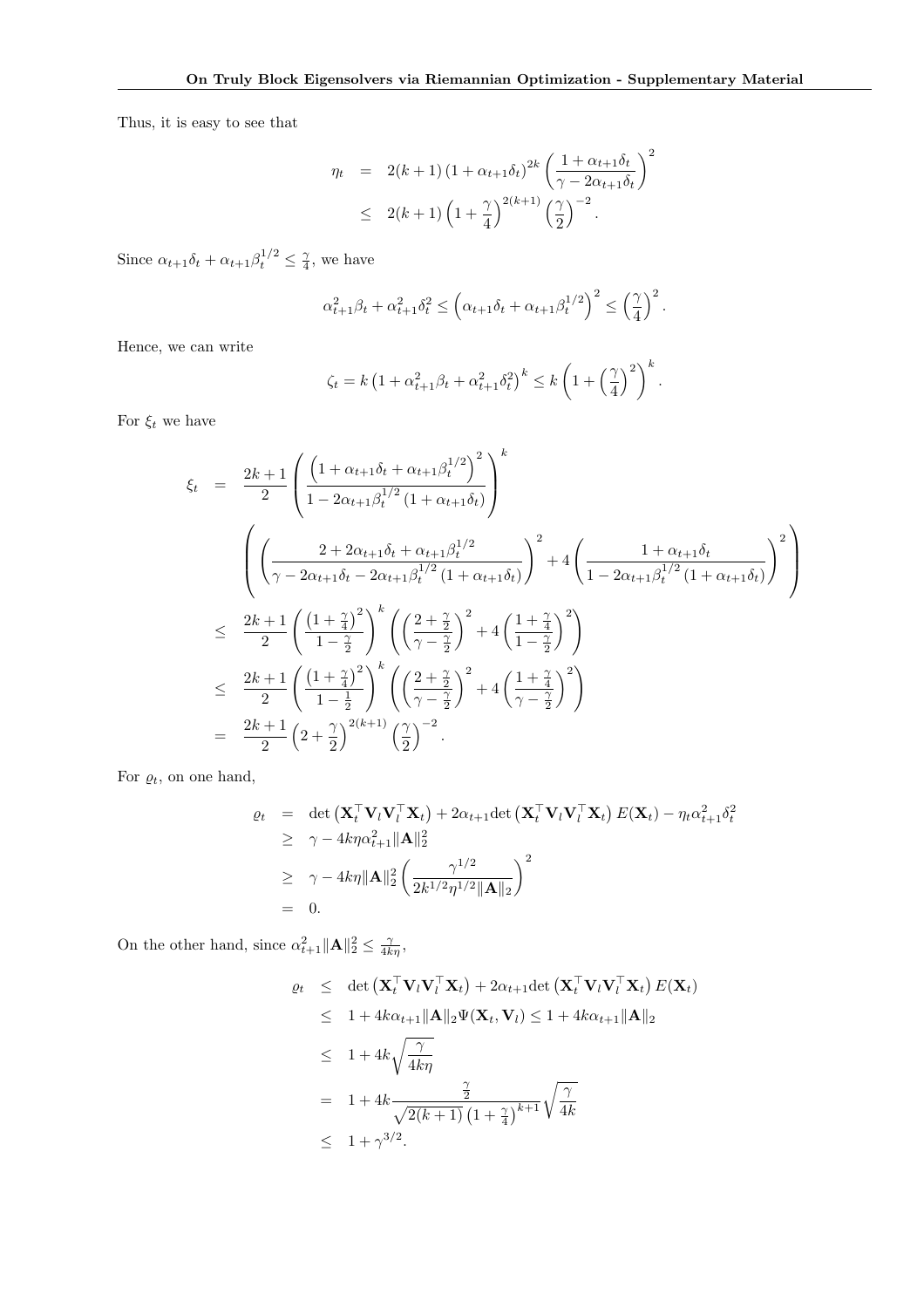Thus, it is easy to see that

$$
\begin{aligned}
\eta_t &= 2(k+1)\left(1+\alpha_{t+1}\delta_t\right)^{2k}\left(\frac{1+\alpha_{t+1}\delta_t}{\gamma-2\alpha_{t+1}\delta_t}\right)^2 \\
&\le 2(k+1)\left(1+\frac{\gamma}{4}\right)^{2(k+1)}\left(\frac{\gamma}{2}\right)^{-2}.
\end{aligned}
$$

Since $\alpha_{t+1}\delta_t + \alpha_{t+1}\beta_t^{1/2} \le \frac{\gamma}{4}$, we have

$$
\alpha_{t+1}^2\beta_t + \alpha_{t+1}^2\delta_t^2 \le \left(\alpha_{t+1}\delta_t + \alpha_{t+1}\beta_t^{1/2}\right)^2 \le \left(\frac{\gamma}{4}\right)^2.
$$

Hence, we can write

$$
\zeta_t = k\left(1+\alpha_{t+1}^2\beta_t + \alpha_{t+1}^2\delta_t^2\right)^k \le k\left(1+\left(\frac{\gamma}{4}\right)^2\right)^k.
$$

For $\xi_t$ we have

$$
\begin{aligned}
\xi_t &= \frac{2k+1}{2}\left(\frac{\left(1+\alpha_{t+1}\delta_t+\alpha_{t+1}\beta_t^{1/2}\right)^2}{1-2\alpha_{t+1}\beta_t^{1/2}\left(1+\alpha_{t+1}\delta_t\right)}\right)^k \\
&\quad \left(\left(\frac{2+2\alpha_{t+1}\delta_t+\alpha_{t+1}\beta_t^{1/2}}{\gamma-2\alpha_{t+1}\delta_t-2\alpha_{t+1}\beta_t^{1/2}\left(1+\alpha_{t+1}\delta_t\right)}\right)^2 + 4\left(\frac{1+\alpha_{t+1}\delta_t}{1-2\alpha_{t+1}\beta_t^{1/2}\left(1+\alpha_{t+1}\delta_t\right)}\right)^2\right) \\
&\le \frac{2k+1}{2}\left(\frac{\left(1+\frac{\gamma}{4}\right)^2}{1-\frac{\gamma}{2}}\right)^k\left(\left(\frac{2+\frac{\gamma}{2}}{\gamma-\frac{\gamma}{2}}\right)^2 + 4\left(\frac{1+\frac{\gamma}{4}}{1-\frac{\gamma}{2}}\right)^2\right) \\
&\le \frac{2k+1}{2}\left(\frac{\left(1+\frac{\gamma}{4}\right)^2}{1-\frac{1}{2}}\right)^k\left(\left(\frac{2+\frac{\gamma}{2}}{\gamma-\frac{\gamma}{2}}\right)^2 + 4\left(\frac{1+\frac{\gamma}{4}}{\gamma-\frac{\gamma}{2}}\right)^2\right) \\
&= \frac{2k+1}{2}\left(2+\frac{\gamma}{2}\right)^{2(k+1)}\left(\frac{\gamma}{2}\right)^{-2}.
\end{aligned}
$$

For $\varrho_t$, on one hand,

$$
\begin{aligned}
\varrho_t &= \det\left(\mathbf{X}_t^\top\mathbf{V}_l\mathbf{V}_l^\top\mathbf{X}_t\right) + 2\alpha_{t+1}\det\left(\mathbf{X}_t^\top\mathbf{V}_l\mathbf{V}_l^\top\mathbf{X}_t\right)E(\mathbf{X}_t) - \eta_t\alpha_{t+1}^2\delta_t^2 \\
&\ge \gamma - 4k\eta\alpha_{t+1}^2\|\mathbf{A}\|_2^2 \\
&\ge \gamma - 4k\eta\|\mathbf{A}\|_2^2\left(\frac{\gamma^{1/2}}{2k^{1/2}\eta^{1/2}\|\mathbf{A}\|_2}\right)^2 \\
&= 0.
\end{aligned}
$$

On the other hand, since $\alpha_{t+1}^2\|\mathbf{A}\|_2^2 \le \frac{\gamma}{4k\eta}$,

$$
\begin{aligned}
\varrho_t &\le \det\left(\mathbf{X}_t^\top\mathbf{V}_l\mathbf{V}_l^\top\mathbf{X}_t\right) + 2\alpha_{t+1}\det\left(\mathbf{X}_t^\top\mathbf{V}_l\mathbf{V}_l^\top\mathbf{X}_t\right)E(\mathbf{X}_t) \\
&\le 1 + 4k\alpha_{t+1}\|\mathbf{A}\|_2\Psi(\mathbf{X}_t,\mathbf{V}_l) \le 1 + 4k\alpha_{t+1}\|\mathbf{A}\|_2 \\
&\le 1 + 4k\sqrt{\frac{\gamma}{4k\eta}} \\
&= 1 + 4k\frac{\frac{\gamma}{2}}{\sqrt{2(k+1)}\left(1+\frac{\gamma}{4}\right)^{k+1}}\sqrt{\frac{\gamma}{4k}} \\
&\le 1 + \gamma^{3/2}.
\end{aligned}
$$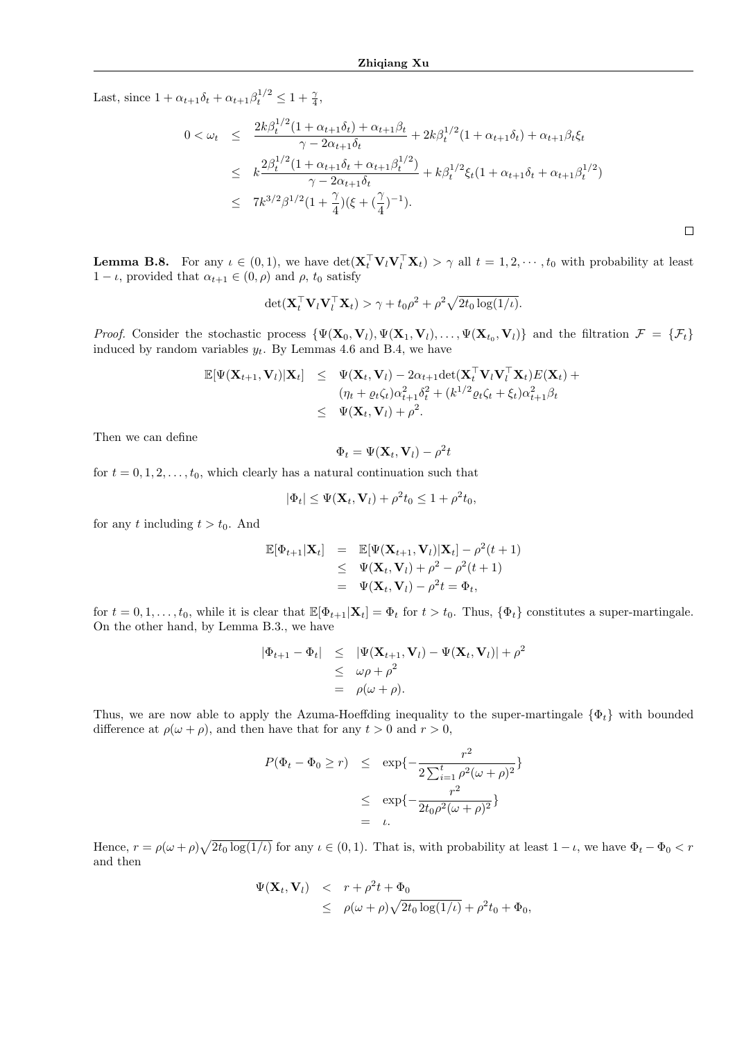Last, since $1+\alpha_{t+1}\delta_t+\alpha_{t+1}\beta_t^{1/2}\leq 1+\frac{\gamma}{4}$,

$$
\begin{aligned}
0<\omega_t &\leq \frac{2k\beta_t^{1/2}(1+\alpha_{t+1}\delta_t)+\alpha_{t+1}\beta_t}{\gamma-2\alpha_{t+1}\delta_t}+2k\beta_t^{1/2}(1+\alpha_{t+1}\delta_t)+\alpha_{t+1}\beta_t\xi_t \\
&\leq k\frac{2\beta_t^{1/2}(1+\alpha_{t+1}\delta_t+\alpha_{t+1}\beta_t^{1/2})}{\gamma-2\alpha_{t+1}\delta_t}+k\beta_t^{1/2}\xi_t(1+\alpha_{t+1}\delta_t+\alpha_{t+1}\beta_t^{1/2}) \\
&\leq 7k^{3/2}\beta^{1/2}(1+\frac{\gamma}{4})(\xi+(\frac{\gamma}{4})^{-1}).
\end{aligned}
$$

□

**Lemma B.8.** For any $\iota\in(0,1)$, we have $\det(\mathbf{X}_t^\top\mathbf{V}_l\mathbf{V}_l^\top\mathbf{X}_t)>\gamma$ all $t=1,2,\cdots,t_0$ with probability at least $1-\iota$, provided that $\alpha_{t+1}\in(0,\rho)$ and $\rho$, $t_0$ satisfy

$$
\det(\mathbf{X}_t^\top\mathbf{V}_l\mathbf{V}_l^\top\mathbf{X}_t)>\gamma+t_0\rho^2+\rho^2\sqrt{2t_0\log(1/\iota)}.
$$

*Proof.* Consider the stochastic process $\{\Psi(\mathbf{X}_0,\mathbf{V}_l),\Psi(\mathbf{X}_1,\mathbf{V}_l),\ldots,\Psi(\mathbf{X}_{t_0},\mathbf{V}_l)\}$ and the filtration $\mathcal{F}=\{\mathcal{F}_t\}$ induced by random variables $y_t$. By Lemmas 4.6 and B.4, we have

$$
\begin{aligned}
\mathbb{E}[\Psi(\mathbf{X}_{t+1},\mathbf{V}_l)|\mathbf{X}_t] &\leq \Psi(\mathbf{X}_t,\mathbf{V}_l)-2\alpha_{t+1}\det(\mathbf{X}_t^\top\mathbf{V}_l\mathbf{V}_l^\top\mathbf{X}_t)E(\mathbf{X}_t)+ \\
&\quad (\eta_t+\varrho_t\zeta_t)\alpha_{t+1}^2\delta_t^2+(k^{1/2}\varrho_t\zeta_t+\xi_t)\alpha_{t+1}^2\beta_t \\
&\leq \Psi(\mathbf{X}_t,\mathbf{V}_l)+\rho^2.
\end{aligned}
$$

Then we can define

$$
\Phi_t=\Psi(\mathbf{X}_t,\mathbf{V}_l)-\rho^2 t
$$

for $t=0,1,2,\ldots,t_0$, which clearly has a natural continuation such that

$$
|\Phi_t|\leq\Psi(\mathbf{X}_t,\mathbf{V}_l)+\rho^2t_0\leq 1+\rho^2t_0,
$$

for any $t$ including $t>t_0$. And

$$
\begin{aligned}
\mathbb{E}[\Phi_{t+1}|\mathbf{X}_t] &= \mathbb{E}[\Psi(\mathbf{X}_{t+1},\mathbf{V}_l)|\mathbf{X}_t]-\rho^2(t+1) \\
&\leq \Psi(\mathbf{X}_t,\mathbf{V}_l)+\rho^2-\rho^2(t+1) \\
&= \Psi(\mathbf{X}_t,\mathbf{V}_l)-\rho^2t=\Phi_t,
\end{aligned}
$$

for $t=0,1,\ldots,t_0$, while it is clear that $\mathbb{E}[\Phi_{t+1}|\mathbf{X}_t]=\Phi_t$ for $t>t_0$. Thus, $\{\Phi_t\}$ constitutes a super-martingale. On the other hand, by Lemma B.3., we have

$$
\begin{aligned}
|\Phi_{t+1}-\Phi_t| &\leq |\Psi(\mathbf{X}_{t+1},\mathbf{V}_l)-\Psi(\mathbf{X}_t,\mathbf{V}_l)|+\rho^2 \\
&\leq \omega\rho+\rho^2 \\
&= \rho(\omega+\rho).
\end{aligned}
$$

Thus, we are now able to apply the Azuma-Hoeffding inequality to the super-martingale $\{\Phi_t\}$ with bounded difference at $\rho(\omega+\rho)$, and then have that for any $t>0$ and $r>0$,

$$
\begin{aligned}
P(\Phi_t-\Phi_0\geq r) &\leq \exp\{-\frac{r^2}{2\sum_{i=1}^t\rho^2(\omega+\rho)^2}\} \\
&\leq \exp\{-\frac{r^2}{2t_0\rho^2(\omega+\rho)^2}\} \\
&= \iota.
\end{aligned}
$$

Hence, $r=\rho(\omega+\rho)\sqrt{2t_0\log(1/\iota)}$ for any $\iota\in(0,1)$. That is, with probability at least $1-\iota$, we have $\Phi_t-\Phi_0<r$ and then

$$
\begin{aligned}
\Psi(\mathbf{X}_t,\mathbf{V}_l) &< r+\rho^2t+\Phi_0 \\
&\leq \rho(\omega+\rho)\sqrt{2t_0\log(1/\iota)}+\rho^2t_0+\Phi_0,
\end{aligned}
$$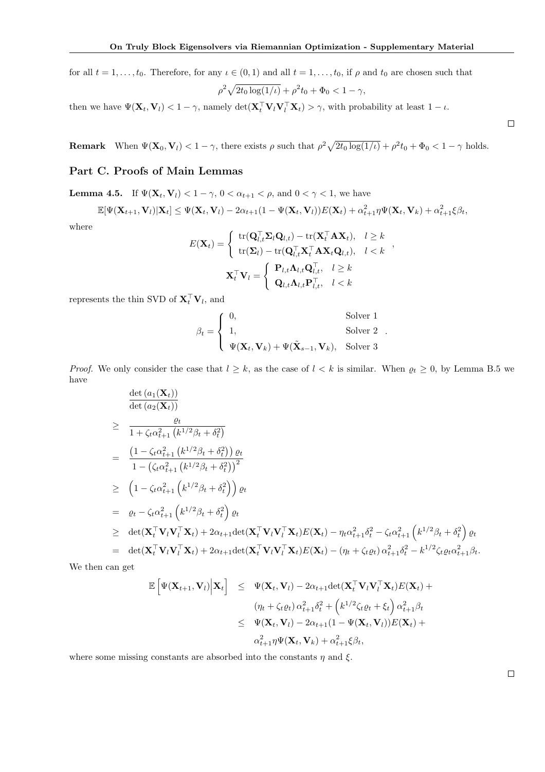for all $t = 1, \ldots, t_0$. Therefore, for any $\iota \in (0, 1)$ and all $t = 1, \ldots, t_0$, if $\rho$ and $t_0$ are chosen such that

$$\rho^2 \sqrt{2t_0 \log(1/\iota)} + \rho^2 t_0 + \Phi_0 < 1 - \gamma,$$

then we have $\Psi(\mathbf{X}_t, \mathbf{V}_l) < 1 - \gamma$, namely $\det(\mathbf{X}_t^\top \mathbf{V}_l \mathbf{V}_l^\top \mathbf{X}_t) > \gamma$, with probability at least $1 - \iota$.

□

**Remark** When $\Psi(\mathbf{X}_0, \mathbf{V}_l) < 1 - \gamma$, there exists $\rho$ such that $\rho^2 \sqrt{2t_0 \log(1/\iota)} + \rho^2 t_0 + \Phi_0 < 1 - \gamma$ holds.

## Part C. Proofs of Main Lemmas

**Lemma 4.5.** If $\Psi(\mathbf{X}_t, \mathbf{V}_l) < 1 - \gamma$, $0 < \alpha_{t+1} < \rho$, and $0 < \gamma < 1$, we have

$$\mathbb{E}[\Psi(\mathbf{X}_{t+1}, \mathbf{V}_l) | \mathbf{X}_t] \leq \Psi(\mathbf{X}_t, \mathbf{V}_l) - 2\alpha_{t+1}(1 - \Psi(\mathbf{X}_t, \mathbf{V}_l)) E(\mathbf{X}_t) + \alpha_{t+1}^2 \eta \Psi(\mathbf{X}_t, \mathbf{V}_k) + \alpha_{t+1}^2 \xi \beta_t,$$

where

$$E(\mathbf{X}_t) = \begin{cases} \operatorname{tr}(\mathbf{Q}_{l,t}^\top \mathbf{\Sigma}_l \mathbf{Q}_{l,t}) - \operatorname{tr}(\mathbf{X}_t^\top \mathbf{A} \mathbf{X}_t), & l \geq k \\ \operatorname{tr}(\mathbf{\Sigma}_l) - \operatorname{tr}(\mathbf{Q}_{l,t}^\top \mathbf{X}_t^\top \mathbf{A} \mathbf{X}_t \mathbf{Q}_{l,t}), & l < k \end{cases},$$

$$\mathbf{X}_t^\top \mathbf{V}_l = \begin{cases} \mathbf{P}_{l,t} \mathbf{\Lambda}_{l,t} \mathbf{Q}_{l,t}^\top, & l \geq k \\ \mathbf{Q}_{l,t} \mathbf{\Lambda}_{l,t} \mathbf{P}_{l,t}^\top, & l < k \end{cases}$$

represents the thin SVD of $\mathbf{X}_t^\top \mathbf{V}_l$, and

$$\beta_t = \begin{cases} 0, & \text{Solver 1} \\ 1, & \text{Solver 2} \\ \Psi(\mathbf{X}_t, \mathbf{V}_k) + \Psi(\tilde{\mathbf{X}}_{s-1}, \mathbf{V}_k), & \text{Solver 3} \end{cases}.$$

*Proof.* We only consider the case that $l \geq k$, as the case of $l < k$ is similar. When $\varrho_t \geq 0$, by Lemma B.5 we have

$$\begin{aligned}
& \frac{\det(a_1(\mathbf{X}_t))}{\det(a_2(\mathbf{X}_t))} \\
\geq \quad & \frac{\varrho_t}{1 + \zeta_t \alpha_{t+1}^2 \left(k^{1/2} \beta_t + \delta_t^2\right)} \\
= \quad & \frac{\left(1 - \zeta_t \alpha_{t+1}^2 \left(k^{1/2} \beta_t + \delta_t^2\right)\right) \varrho_t}{1 - \left(\zeta_t \alpha_{t+1}^2 \left(k^{1/2} \beta_t + \delta_t^2\right)\right)^2} \\
\geq \quad & \left(1 - \zeta_t \alpha_{t+1}^2 \left(k^{1/2} \beta_t + \delta_t^2\right)\right) \varrho_t \\
= \quad & \varrho_t - \zeta_t \alpha_{t+1}^2 \left(k^{1/2} \beta_t + \delta_t^2\right) \varrho_t \\
\geq \quad & \det(\mathbf{X}_t^\top \mathbf{V}_l \mathbf{V}_l^\top \mathbf{X}_t) + 2\alpha_{t+1} \det(\mathbf{X}_t^\top \mathbf{V}_l \mathbf{V}_l^\top \mathbf{X}_t) E(\mathbf{X}_t) - \eta_t \alpha_{t+1}^2 \delta_t^2 - \zeta_t \alpha_{t+1}^2 \left(k^{1/2} \beta_t + \delta_t^2\right) \varrho_t \\
= \quad & \det(\mathbf{X}_t^\top \mathbf{V}_l \mathbf{V}_l^\top \mathbf{X}_t) + 2\alpha_{t+1} \det(\mathbf{X}_t^\top \mathbf{V}_l \mathbf{V}_l^\top \mathbf{X}_t) E(\mathbf{X}_t) - (\eta_t + \zeta_t \varrho_t) \alpha_{t+1}^2 \delta_t^2 - k^{1/2} \zeta_t \varrho_t \alpha_{t+1}^2 \beta_t.
\end{aligned}$$

We then can get

$$\begin{aligned}
\mathbb{E}\left[\Psi(\mathbf{X}_{t+1}, \mathbf{V}_l) \middle| \mathbf{X}_t\right] \leq \; & \Psi(\mathbf{X}_t, \mathbf{V}_l) - 2\alpha_{t+1} \det(\mathbf{X}_t^\top \mathbf{V}_l \mathbf{V}_l^\top \mathbf{X}_t) E(\mathbf{X}_t) + \\
& (\eta_t + \zeta_t \varrho_t) \alpha_{t+1}^2 \delta_t^2 + \left(k^{1/2} \zeta_t \varrho_t + \xi_t\right) \alpha_{t+1}^2 \beta_t \\
\leq \; & \Psi(\mathbf{X}_t, \mathbf{V}_l) - 2\alpha_{t+1}(1 - \Psi(\mathbf{X}_t, \mathbf{V}_l)) E(\mathbf{X}_t) + \\
& \alpha_{t+1}^2 \eta \Psi(\mathbf{X}_t, \mathbf{V}_k) + \alpha_{t+1}^2 \xi \beta_t,
\end{aligned}$$

where some missing constants are absorbed into the constants $\eta$ and $\xi$.

□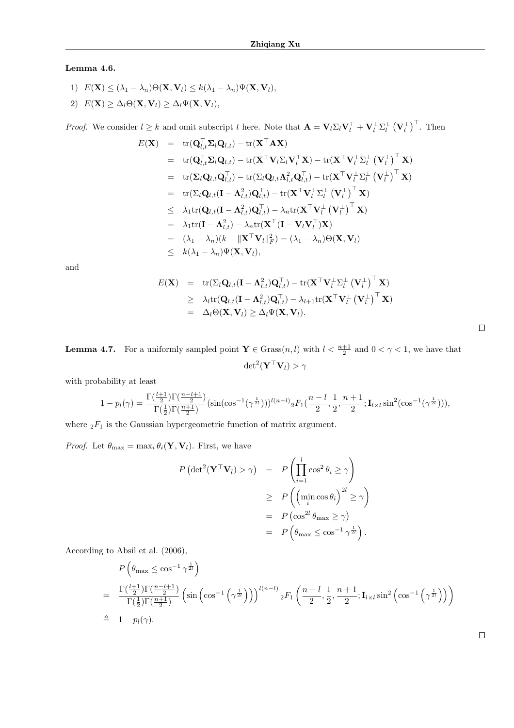**Lemma 4.6.**

1) $E(\mathbf{X}) \leq (\lambda_1 - \lambda_n)\Theta(\mathbf{X}, \mathbf{V}_l) \leq k(\lambda_1 - \lambda_n)\Psi(\mathbf{X}, \mathbf{V}_l)$,

2) $E(\mathbf{X}) \geq \Delta_l \Theta(\mathbf{X}, \mathbf{V}_l) \geq \Delta_l \Psi(\mathbf{X}, \mathbf{V}_l)$,

*Proof.* We consider $l \geq k$ and omit subscript $t$ here. Note that $\mathbf{A} = \mathbf{V}_l \Sigma_l \mathbf{V}_l^\top + \mathbf{V}_l^\perp \Sigma_l^\perp \left(\mathbf{V}_l^\perp\right)^\top$. Then

$$
\begin{aligned}
E(\mathbf{X}) &= \operatorname{tr}(\mathbf{Q}_{l,t}^\top \mathbf{\Sigma}_l \mathbf{Q}_{l,t}) - \operatorname{tr}(\mathbf{X}^\top \mathbf{A} \mathbf{X}) \\
&= \operatorname{tr}(\mathbf{Q}_{l,t}^\top \mathbf{\Sigma}_l \mathbf{Q}_{l,t}) - \operatorname{tr}(\mathbf{X}^\top \mathbf{V}_l \Sigma_l \mathbf{V}_l^\top \mathbf{X}) - \operatorname{tr}(\mathbf{X}^\top \mathbf{V}_l^\perp \Sigma_l^\perp \left(\mathbf{V}_l^\perp\right)^\top \mathbf{X}) \\
&= \operatorname{tr}(\mathbf{\Sigma}_l \mathbf{Q}_{l,t} \mathbf{Q}_{l,t}^\top) - \operatorname{tr}(\Sigma_l \mathbf{Q}_{l,t} \mathbf{\Lambda}_{l,t}^2 \mathbf{Q}_{l,t}^\top) - \operatorname{tr}(\mathbf{X}^\top \mathbf{V}_l^\perp \Sigma_l^\perp \left(\mathbf{V}_l^\perp\right)^\top \mathbf{X}) \\
&= \operatorname{tr}(\Sigma_l \mathbf{Q}_{l,t} (\mathbf{I} - \mathbf{\Lambda}_{l,t}^2) \mathbf{Q}_{l,t}^\top) - \operatorname{tr}(\mathbf{X}^\top \mathbf{V}_l^\perp \Sigma_l^\perp \left(\mathbf{V}_l^\perp\right)^\top \mathbf{X}) \\
&\leq \lambda_1 \operatorname{tr}(\mathbf{Q}_{l,t} (\mathbf{I} - \mathbf{\Lambda}_{l,t}^2) \mathbf{Q}_{l,t}^\top) - \lambda_n \operatorname{tr}(\mathbf{X}^\top \mathbf{V}_l^\perp \left(\mathbf{V}_l^\perp\right)^\top \mathbf{X}) \\
&= \lambda_1 \operatorname{tr}(\mathbf{I} - \mathbf{\Lambda}_{l,t}^2) - \lambda_n \operatorname{tr}(\mathbf{X}^\top (\mathbf{I} - \mathbf{V}_l \mathbf{V}_l^\top) \mathbf{X}) \\
&= (\lambda_1 - \lambda_n)(k - \|\mathbf{X}^\top \mathbf{V}_l\|_F^2) = (\lambda_1 - \lambda_n)\Theta(\mathbf{X}, \mathbf{V}_l) \\
&\leq k(\lambda_1 - \lambda_n)\Psi(\mathbf{X}, \mathbf{V}_l),
\end{aligned}
$$

and

$$
\begin{aligned}
E(\mathbf{X}) &= \operatorname{tr}(\Sigma_l \mathbf{Q}_{l,t} (\mathbf{I} - \mathbf{\Lambda}_{l,t}^2) \mathbf{Q}_{l,t}^\top) - \operatorname{tr}(\mathbf{X}^\top \mathbf{V}_l^\perp \Sigma_l^\perp \left(\mathbf{V}_l^\perp\right)^\top \mathbf{X}) \\
&\geq \lambda_l \operatorname{tr}(\mathbf{Q}_{l,t} (\mathbf{I} - \mathbf{\Lambda}_{l,t}^2) \mathbf{Q}_{l,t}^\top) - \lambda_{l+1} \operatorname{tr}(\mathbf{X}^\top \mathbf{V}_l^\perp \left(\mathbf{V}_l^\perp\right)^\top \mathbf{X}) \\
&= \Delta_l \Theta(\mathbf{X}, \mathbf{V}_l) \geq \Delta_l \Psi(\mathbf{X}, \mathbf{V}_l).
\end{aligned}
$$

□

**Lemma 4.7.** For a uniformly sampled point $\mathbf{Y} \in \operatorname{Grass}(n, l)$ with $l < \frac{n+1}{2}$ and $0 < \gamma < 1$, we have that

$$\det{}^2(\mathbf{Y}^\top \mathbf{V}_l) > \gamma$$

with probability at least

$$1 - p_l(\gamma) = \frac{\Gamma(\frac{l+1}{2})\Gamma(\frac{n-l+1}{2})}{\Gamma(\frac{1}{2})\Gamma(\frac{n+1}{2})} (\sin(\cos^{-1}(\gamma^{\frac{1}{2l}})))^{l(n-l)} {}_2F_1(\frac{n-l}{2}, \frac{1}{2}, \frac{n+1}{2}; \mathbf{I}_{l\times l} \sin^2(\cos^{-1}(\gamma^{\frac{1}{2l}}))),$$

where ${}_2F_1$ is the Gaussian hypergeometric function of matrix argument.

*Proof.* Let $\theta_{\max} = \max_i \theta_i(\mathbf{Y}, \mathbf{V}_l)$. First, we have

$$
\begin{aligned}
P\left(\det{}^2(\mathbf{Y}^\top \mathbf{V}_l) > \gamma\right) &= P\left(\prod_{i=1}^{l} \cos^2 \theta_i \geq \gamma\right) \\
&\geq P\left(\left(\min_i \cos \theta_i\right)^{2l} \geq \gamma\right) \\
&= P\left(\cos^{2l} \theta_{\max} \geq \gamma\right) \\
&= P\left(\theta_{\max} \leq \cos^{-1} \gamma^{\frac{1}{2l}}\right).
\end{aligned}
$$

According to Absil et al. (2006),

$$
\begin{aligned}
& P\left(\theta_{\max} \leq \cos^{-1} \gamma^{\frac{1}{2l}}\right) \\
= \;& \frac{\Gamma(\frac{l+1}{2})\Gamma(\frac{n-l+1}{2})}{\Gamma(\frac{1}{2})\Gamma(\frac{n+1}{2})} \left(\sin\left(\cos^{-1}\left(\gamma^{\frac{1}{2l}}\right)\right)\right)^{l(n-l)} {}_2F_1\left(\frac{n-l}{2}, \frac{1}{2}, \frac{n+1}{2}; \mathbf{I}_{l\times l} \sin^2\left(\cos^{-1}\left(\gamma^{\frac{1}{2l}}\right)\right)\right) \\
\triangleq \;& 1 - p_l(\gamma).
\end{aligned}
$$

□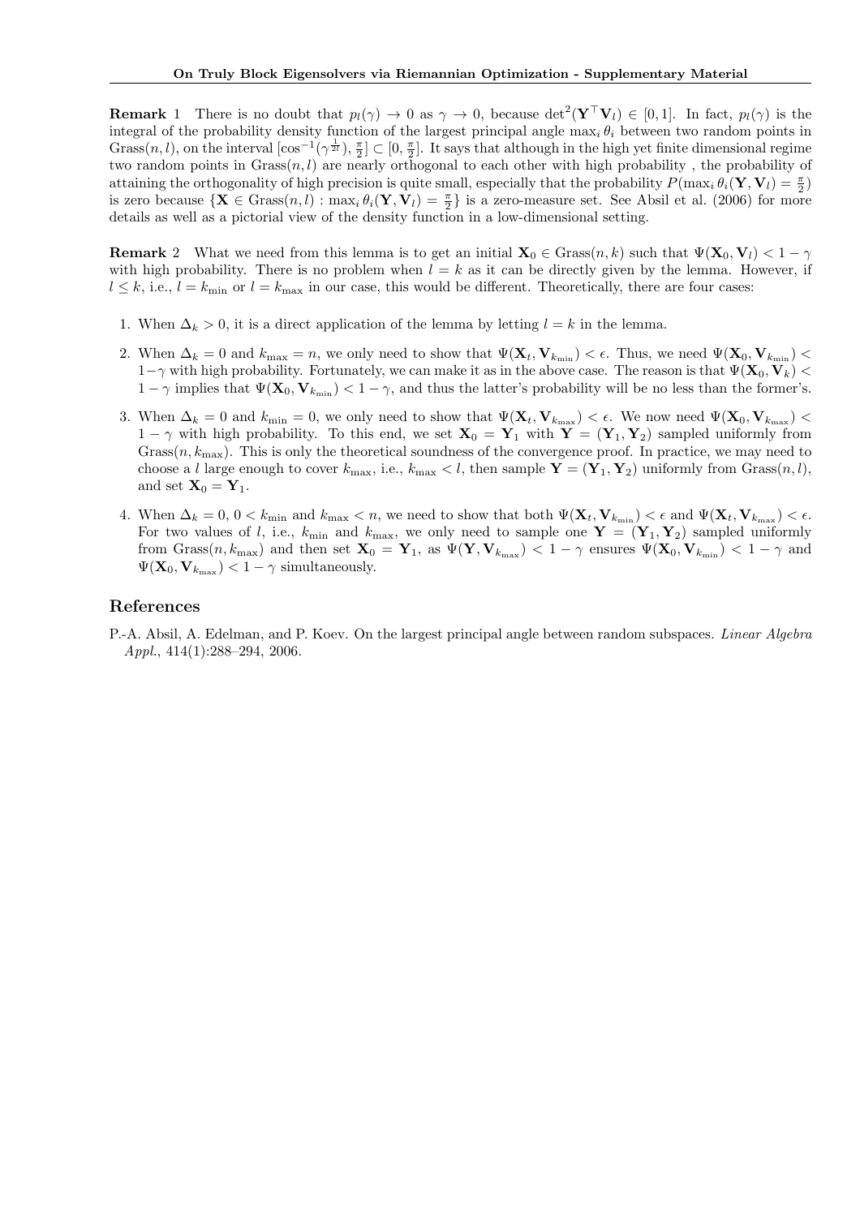**Remark 1** There is no doubt that $p_l(\gamma) \to 0$ as $\gamma \to 0$, because $\det^2(\mathbf{Y}^\top \mathbf{V}_l) \in [0, 1]$. In fact, $p_l(\gamma)$ is the integral of the probability density function of the largest principal angle $\max_i \theta_i$ between two random points in $\mathrm{Grass}(n, l)$, on the interval $[\cos^{-1}(\gamma^{\frac{1}{2l}}), \frac{\pi}{2}] \subset [0, \frac{\pi}{2}]$. It says that although in the high yet finite dimensional regime two random points in $\mathrm{Grass}(n, l)$ are nearly orthogonal to each other with high probability , the probability of attaining the orthogonality of high precision is quite small, especially that the probability $P(\max_i \theta_i(\mathbf{Y}, \mathbf{V}_l) = \frac{\pi}{2})$ is zero because $\{\mathbf{X} \in \mathrm{Grass}(n, l) : \max_i \theta_i(\mathbf{Y}, \mathbf{V}_l) = \frac{\pi}{2}\}$ is a zero-measure set. See Absil et al. (2006) for more details as well as a pictorial view of the density function in a low-dimensional setting.

**Remark 2** What we need from this lemma is to get an initial $\mathbf{X}_0 \in \mathrm{Grass}(n, k)$ such that $\Psi(\mathbf{X}_0, \mathbf{V}_l) < 1 - \gamma$ with high probability. There is no problem when $l = k$ as it can be directly given by the lemma. However, if $l \leq k$, i.e., $l = k_{\min}$ or $l = k_{\max}$ in our case, this would be different. Theoretically, there are four cases:

1. When $\Delta_k > 0$, it is a direct application of the lemma by letting $l = k$ in the lemma.
2. When $\Delta_k = 0$ and $k_{\max} = n$, we only need to show that $\Psi(\mathbf{X}_t, \mathbf{V}_{k_{\min}}) < \epsilon$. Thus, we need $\Psi(\mathbf{X}_0, \mathbf{V}_{k_{\min}}) < 1-\gamma$ with high probability. Fortunately, we can make it as in the above case. The reason is that $\Psi(\mathbf{X}_0, \mathbf{V}_k) < 1 - \gamma$ implies that $\Psi(\mathbf{X}_0, \mathbf{V}_{k_{\min}}) < 1 - \gamma$, and thus the latter's probability will be no less than the former's.
3. When $\Delta_k = 0$ and $k_{\min} = 0$, we only need to show that $\Psi(\mathbf{X}_t, \mathbf{V}_{k_{\max}}) < \epsilon$. We now need $\Psi(\mathbf{X}_0, \mathbf{V}_{k_{\max}}) < 1 - \gamma$ with high probability. To this end, we set $\mathbf{X}_0 = \mathbf{Y}_1$ with $\mathbf{Y} = (\mathbf{Y}_1, \mathbf{Y}_2)$ sampled uniformly from $\mathrm{Grass}(n, k_{\max})$. This is only the theoretical soundness of the convergence proof. In practice, we may need to choose a $l$ large enough to cover $k_{\max}$, i.e., $k_{\max} < l$, then sample $\mathbf{Y} = (\mathbf{Y}_1, \mathbf{Y}_2)$ uniformly from $\mathrm{Grass}(n, l)$, and set $\mathbf{X}_0 = \mathbf{Y}_1$.
4. When $\Delta_k = 0$, $0 < k_{\min}$ and $k_{\max} < n$, we need to show that both $\Psi(\mathbf{X}_t, \mathbf{V}_{k_{\min}}) < \epsilon$ and $\Psi(\mathbf{X}_t, \mathbf{V}_{k_{\max}}) < \epsilon$. For two values of $l$, i.e., $k_{\min}$ and $k_{\max}$, we only need to sample one $\mathbf{Y} = (\mathbf{Y}_1, \mathbf{Y}_2)$ sampled uniformly from $\mathrm{Grass}(n, k_{\max})$ and then set $\mathbf{X}_0 = \mathbf{Y}_1$, as $\Psi(\mathbf{Y}, \mathbf{V}_{k_{\max}}) < 1 - \gamma$ ensures $\Psi(\mathbf{X}_0, \mathbf{V}_{k_{\min}}) < 1 - \gamma$ and $\Psi(\mathbf{X}_0, \mathbf{V}_{k_{\max}}) < 1 - \gamma$ simultaneously.

## References

P.-A. Absil, A. Edelman, and P. Koev. On the largest principal angle between random subspaces. *Linear Algebra Appl.*, 414(1):288–294, 2006.